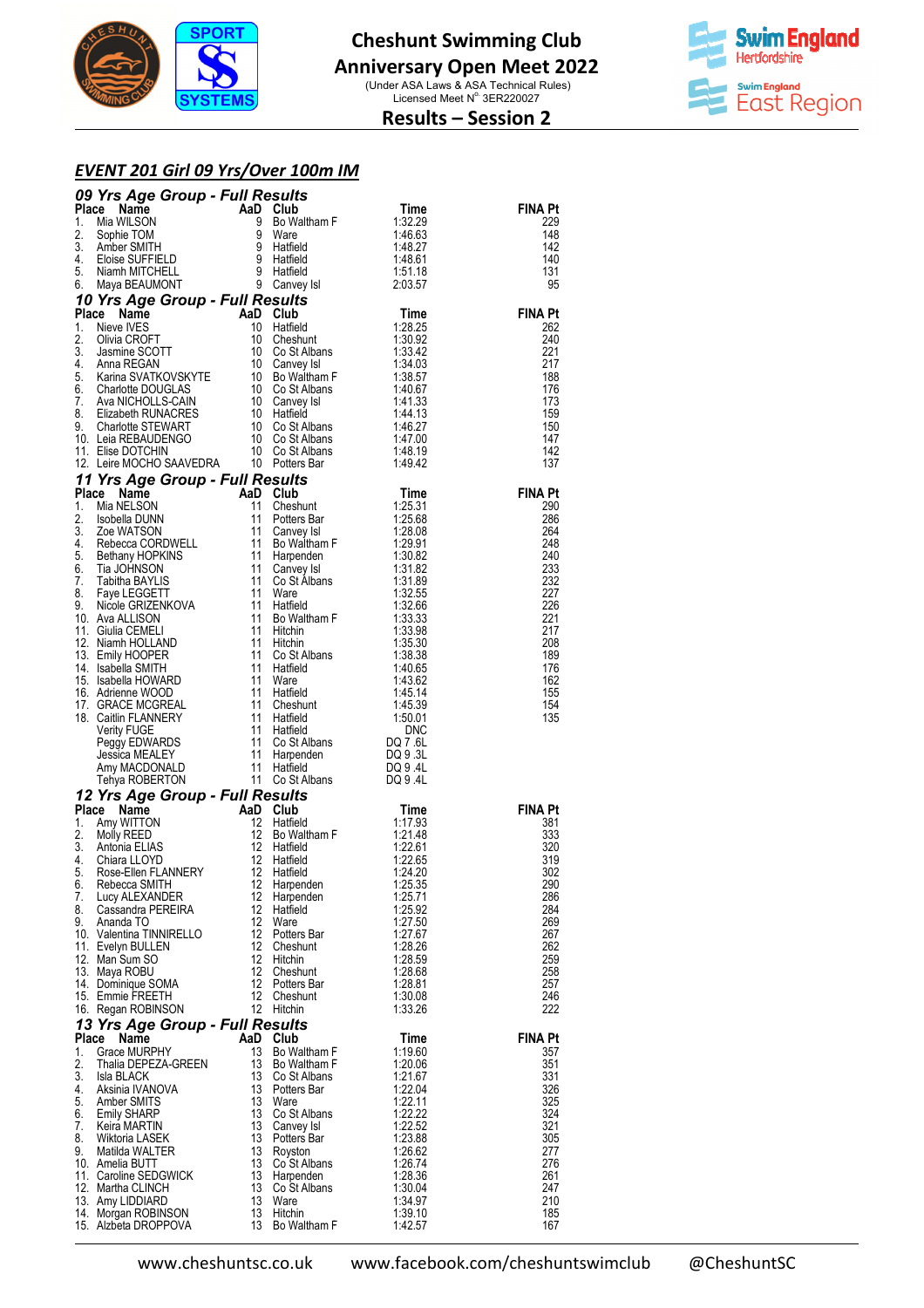# Cheshunt Swimming Club
# Anniversary Open Meet 2022

(Under ASA Laws & ASA Technical Rules)
Licensed Meet N° 3ER220027

## Results – Session 2

## EVENT 201 Girl 09 Yrs/Over 100m IM

### 09 Yrs Age Group - Full Results

| Place | Name | AaD | Club | Time | FINA Pt |
|---|---|---|---|---|---|
| 1. | Mia WILSON | 9 | Bo Waltham F | 1:32.29 | 229 |
| 2. | Sophie TOM | 9 | Ware | 1:46.63 | 148 |
| 3. | Amber SMITH | 9 | Hatfield | 1:48.27 | 142 |
| 4. | Eloise SUFFIELD | 9 | Hatfield | 1:48.61 | 140 |
| 5. | Niamh MITCHELL | 9 | Hatfield | 1:51.18 | 131 |
| 6. | Maya BEAUMONT | 9 | Canvey Isl | 2:03.57 | 95 |

### 10 Yrs Age Group - Full Results

| Place | Name | AaD | Club | Time | FINA Pt |
|---|---|---|---|---|---|
| 1. | Nieve IVES | 10 | Hatfield | 1:28.25 | 262 |
| 2. | Olivia CROFT | 10 | Cheshunt | 1:30.92 | 240 |
| 3. | Jasmine SCOTT | 10 | Co St Albans | 1:33.42 | 221 |
| 4. | Anna REGAN | 10 | Canvey Isl | 1:34.03 | 217 |
| 5. | Karina SVATKOVSKYTE | 10 | Bo Waltham F | 1:38.57 | 188 |
| 6. | Charlotte DOUGLAS | 10 | Co St Albans | 1:40.67 | 176 |
| 7. | Ava NICHOLLS-CAIN | 10 | Canvey Isl | 1:41.33 | 173 |
| 8. | Elizabeth RUNACRES | 10 | Hatfield | 1:44.13 | 159 |
| 9. | Charlotte STEWART | 10 | Co St Albans | 1:46.27 | 150 |
| 10. | Leia REBAUDENGO | 10 | Co St Albans | 1:47.00 | 147 |
| 11. | Elise DOTCHIN | 10 | Co St Albans | 1:48.19 | 142 |
| 12. | Leire MOCHO SAAVEDRA | 10 | Potters Bar | 1:49.42 | 137 |

### 11 Yrs Age Group - Full Results

| Place | Name | AaD | Club | Time | FINA Pt |
|---|---|---|---|---|---|
| 1. | Mia NELSON | 11 | Cheshunt | 1:25.31 | 290 |
| 2. | Isobella DUNN | 11 | Potters Bar | 1:25.68 | 286 |
| 3. | Zoe WATSON | 11 | Canvey Isl | 1:28.08 | 264 |
| 4. | Rebecca CORDWELL | 11 | Bo Waltham F | 1:29.91 | 248 |
| 5. | Bethany HOPKINS | 11 | Harpenden | 1:30.82 | 240 |
| 6. | Tia JOHNSON | 11 | Canvey Isl | 1:31.82 | 233 |
| 7. | Tabitha BAYLIS | 11 | Co St Albans | 1:31.89 | 232 |
| 8. | Faye LEGGETT | 11 | Ware | 1:32.55 | 227 |
| 9. | Nicole GRIZENKOVA | 11 | Hatfield | 1:32.66 | 226 |
| 10. | Ava ALLISON | 11 | Bo Waltham F | 1:33.33 | 221 |
| 11. | Giulia CEMELI | 11 | Hitchin | 1:33.98 | 217 |
| 12. | Niamh HOLLAND | 11 | Hitchin | 1:35.30 | 208 |
| 13. | Emily HOOPER | 11 | Co St Albans | 1:38.38 | 189 |
| 14. | Isabella SMITH | 11 | Hatfield | 1:40.65 | 176 |
| 15. | Isabella HOWARD | 11 | Ware | 1:43.62 | 162 |
| 16. | Adrienne WOOD | 11 | Hatfield | 1:45.14 | 155 |
| 17. | GRACE MCGREAL | 11 | Cheshunt | 1:45.39 | 154 |
| 18. | Caitlin FLANNERY | 11 | Hatfield | 1:50.01 | 135 |
| | Verity FUGE | 11 | Hatfield | DNC | |
| | Peggy EDWARDS | 11 | Co St Albans | DQ 7 .6L | |
| | Jessica MEALEY | 11 | Harpenden | DQ 9 .3L | |
| | Amy MACDONALD | 11 | Hatfield | DQ 9 .4L | |
| | Tehya ROBERTON | 11 | Co St Albans | DQ 9 .4L | |

### 12 Yrs Age Group - Full Results

| Place | Name | AaD | Club | Time | FINA Pt |
|---|---|---|---|---|---|
| 1. | Amy WITTON | 12 | Hatfield | 1:17.93 | 381 |
| 2. | Molly REED | 12 | Bo Waltham F | 1:21.48 | 333 |
| 3. | Antonia ELIAS | 12 | Hatfield | 1:22.61 | 320 |
| 4. | Chiara LLOYD | 12 | Hatfield | 1:22.65 | 319 |
| 5. | Rose-Ellen FLANNERY | 12 | Hatfield | 1:24.20 | 302 |
| 6. | Rebecca SMITH | 12 | Harpenden | 1:25.35 | 290 |
| 7. | Lucy ALEXANDER | 12 | Harpenden | 1:25.71 | 286 |
| 8. | Cassandra PEREIRA | 12 | Hatfield | 1:25.92 | 284 |
| 9. | Ananda TO | 12 | Ware | 1:27.50 | 269 |
| 10. | Valentina TINNIRELLO | 12 | Potters Bar | 1:27.67 | 267 |
| 11. | Evelyn BULLEN | 12 | Cheshunt | 1:28.26 | 262 |
| 12. | Man Sum SO | 12 | Hitchin | 1:28.59 | 259 |
| 13. | Maya ROBU | 12 | Cheshunt | 1:28.68 | 258 |
| 14. | Dominique SOMA | 12 | Potters Bar | 1:28.81 | 257 |
| 15. | Emmie FREETH | 12 | Cheshunt | 1:30.08 | 246 |
| 16. | Regan ROBINSON | 12 | Hitchin | 1:33.26 | 222 |

### 13 Yrs Age Group - Full Results

| Place | Name | AaD | Club | Time | FINA Pt |
|---|---|---|---|---|---|
| 1. | Grace MURPHY | 13 | Bo Waltham F | 1:19.60 | 357 |
| 2. | Thalia DEPEZA-GREEN | 13 | Bo Waltham F | 1:20.06 | 351 |
| 3. | Isla BLACK | 13 | Co St Albans | 1:21.67 | 331 |
| 4. | Aksinia IVANOVA | 13 | Potters Bar | 1:22.04 | 326 |
| 5. | Amber SMITS | 13 | Ware | 1:22.11 | 325 |
| 6. | Emily SHARP | 13 | Co St Albans | 1:22.22 | 324 |
| 7. | Keira MARTIN | 13 | Canvey Isl | 1:22.52 | 321 |
| 8. | Wiktoria LASEK | 13 | Potters Bar | 1:23.88 | 305 |
| 9. | Matilda WALTER | 13 | Royston | 1:26.62 | 277 |
| 10. | Amelia BUTT | 13 | Co St Albans | 1:26.74 | 276 |
| 11. | Caroline SEDGWICK | 13 | Harpenden | 1:28.36 | 261 |
| 12. | Martha CLINCH | 13 | Co St Albans | 1:30.04 | 247 |
| 13. | Amy LIDDIARD | 13 | Ware | 1:34.97 | 210 |
| 14. | Morgan ROBINSON | 13 | Hitchin | 1:39.10 | 185 |
| 15. | Alzbeta DROPPOVA | 13 | Bo Waltham F | 1:42.57 | 167 |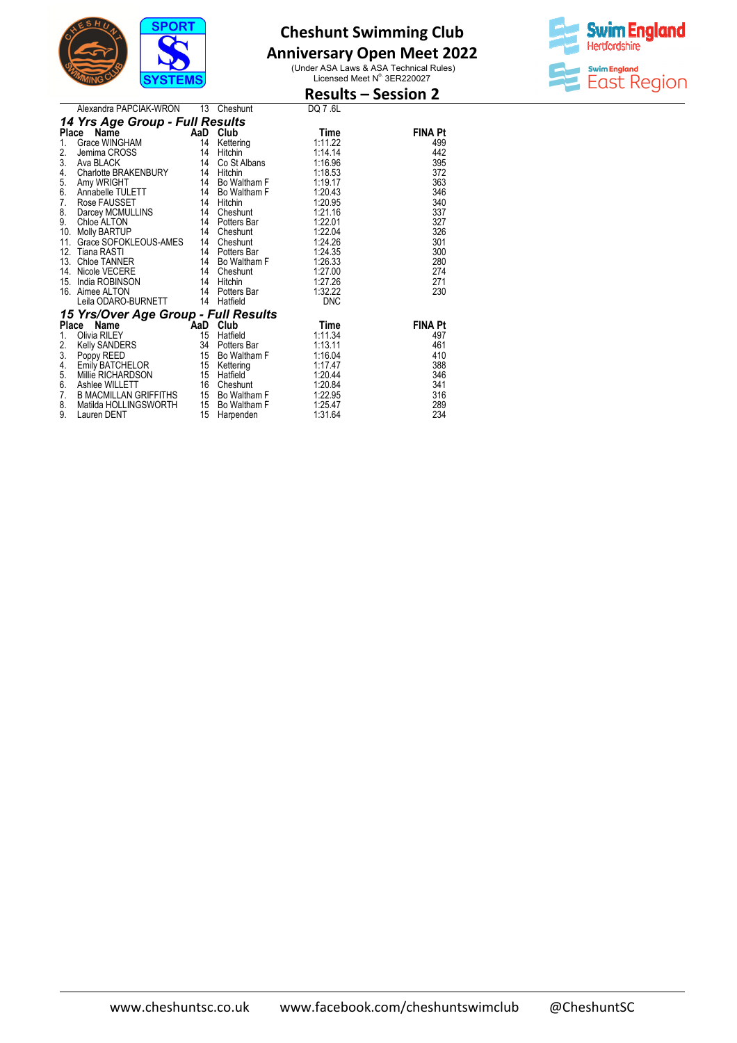# Cheshunt Swimming Club

## Anniversary Open Meet 2022

(Under ASA Laws & ASA Technical Rules)
Licensed Meet N° 3ER220027

## Results – Session 2

| | Name | AaD | Club | Time | FINA Pt |
|---|---|---|---|---|---|
| | Alexandra PAPCIAK-WRON | 13 | Cheshunt | DQ 7 .6L | |

### 14 Yrs Age Group - Full Results

| Place | Name | AaD | Club | Time | FINA Pt |
|---|---|---|---|---|---|
| 1. | Grace WINGHAM | 14 | Kettering | 1:11.22 | 499 |
| 2. | Jemima CROSS | 14 | Hitchin | 1:14.14 | 442 |
| 3. | Ava BLACK | 14 | Co St Albans | 1:16.96 | 395 |
| 4. | Charlotte BRAKENBURY | 14 | Hitchin | 1:18.53 | 372 |
| 5. | Amy WRIGHT | 14 | Bo Waltham F | 1:19.17 | 363 |
| 6. | Annabelle TULETT | 14 | Bo Waltham F | 1:20.43 | 346 |
| 7. | Rose FAUSSET | 14 | Hitchin | 1:20.95 | 340 |
| 8. | Darcey MCMULLINS | 14 | Cheshunt | 1:21.16 | 337 |
| 9. | Chloe ALTON | 14 | Potters Bar | 1:22.01 | 327 |
| 10. | Molly BARTUP | 14 | Cheshunt | 1:22.04 | 326 |
| 11. | Grace SOFOKLEOUS-AMES | 14 | Cheshunt | 1:24.26 | 301 |
| 12. | Tiana RASTI | 14 | Potters Bar | 1:24.35 | 300 |
| 13. | Chloe TANNER | 14 | Bo Waltham F | 1:26.33 | 280 |
| 14. | Nicole VECERE | 14 | Cheshunt | 1:27.00 | 274 |
| 15. | India ROBINSON | 14 | Hitchin | 1:27.26 | 271 |
| 16. | Aimee ALTON | 14 | Potters Bar | 1:32.22 | 230 |
| | Leila ODARO-BURNETT | 14 | Hatfield | DNC | |

### 15 Yrs/Over Age Group - Full Results

| Place | Name | AaD | Club | Time | FINA Pt |
|---|---|---|---|---|---|
| 1. | Olivia RILEY | 15 | Hatfield | 1:11.34 | 497 |
| 2. | Kelly SANDERS | 34 | Potters Bar | 1:13.11 | 461 |
| 3. | Poppy REED | 15 | Bo Waltham F | 1:16.04 | 410 |
| 4. | Emily BATCHELOR | 15 | Kettering | 1:17.47 | 388 |
| 5. | Millie RICHARDSON | 15 | Hatfield | 1:20.44 | 346 |
| 6. | Ashlee WILLETT | 16 | Cheshunt | 1:20.84 | 341 |
| 7. | B MACMILLAN GRIFFITHS | 15 | Bo Waltham F | 1:22.95 | 316 |
| 8. | Matilda HOLLINGSWORTH | 15 | Bo Waltham F | 1:25.47 | 289 |
| 9. | Lauren DENT | 15 | Harpenden | 1:31.64 | 234 |

www.cheshuntsc.co.uk    www.facebook.com/cheshuntswimclub    @CheshuntSC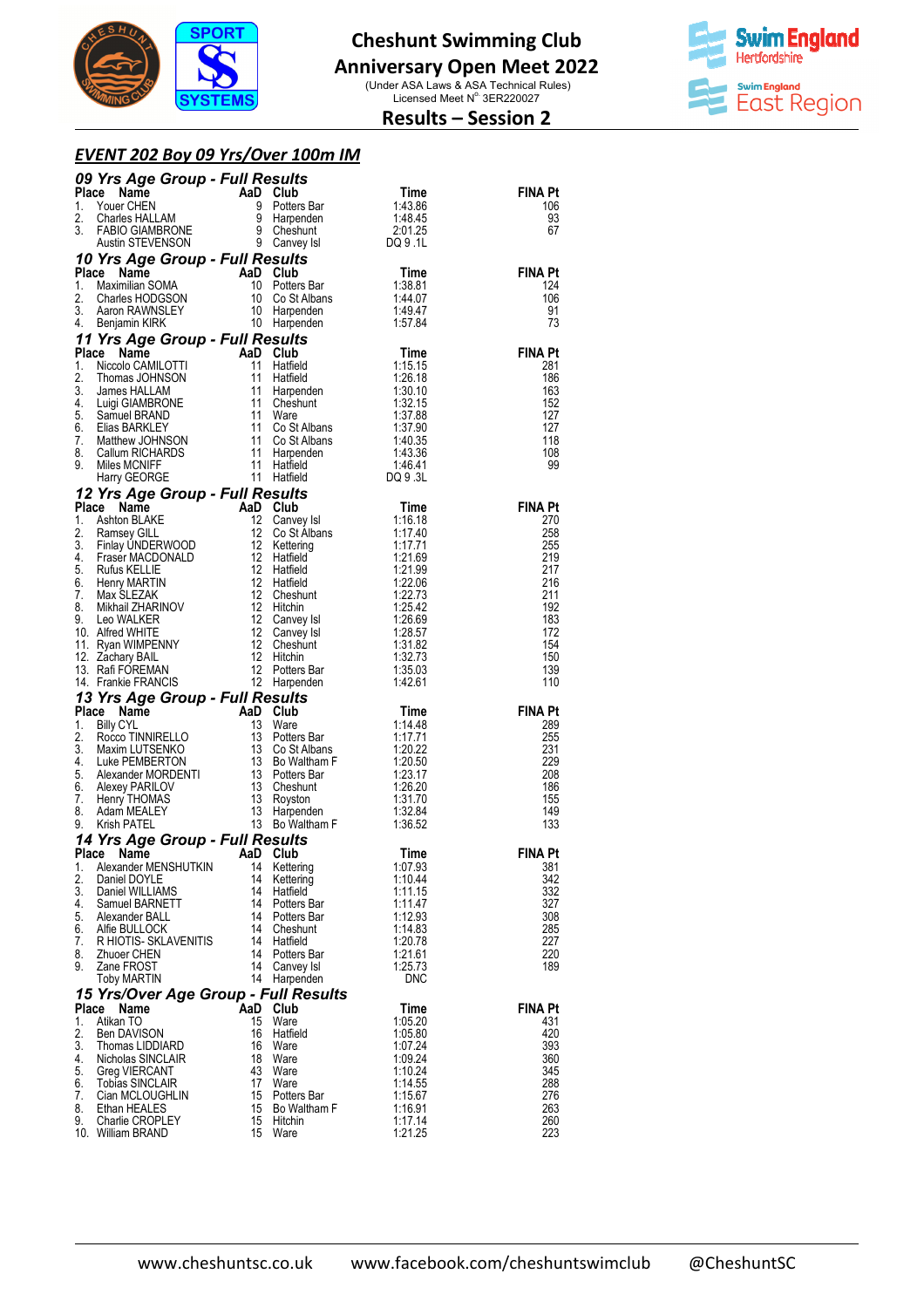# Cheshunt Swimming Club
## Anniversary Open Meet 2022

(Under ASA Laws & ASA Technical Rules)
Licensed Meet N° 3ER220027

## Results – Session 2

### *EVENT 202 Boy 09 Yrs/Over 100m IM*

#### *09 Yrs Age Group - Full Results*

| Place | Name | AaD | Club | Time | FINA Pt |
|---|---|---|---|---|---|
| 1. | Youer CHEN | 9 | Potters Bar | 1:43.86 | 106 |
| 2. | Charles HALLAM | 9 | Harpenden | 1:48.45 | 93 |
| 3. | FABIO GIAMBRONE | 9 | Cheshunt | 2:01.25 | 67 |
| | Austin STEVENSON | 9 | Canvey Isl | DQ 9 .1L | |

#### *10 Yrs Age Group - Full Results*

| Place | Name | AaD | Club | Time | FINA Pt |
|---|---|---|---|---|---|
| 1. | Maximilian SOMA | 10 | Potters Bar | 1:38.81 | 124 |
| 2. | Charles HODGSON | 10 | Co St Albans | 1:44.07 | 106 |
| 3. | Aaron RAWNSLEY | 10 | Harpenden | 1:49.47 | 91 |
| 4. | Benjamin KIRK | 10 | Harpenden | 1:57.84 | 73 |

#### *11 Yrs Age Group - Full Results*

| Place | Name | AaD | Club | Time | FINA Pt |
|---|---|---|---|---|---|
| 1. | Niccolo CAMILOTTI | 11 | Hatfield | 1:15.15 | 281 |
| 2. | Thomas JOHNSON | 11 | Hatfield | 1:26.18 | 186 |
| 3. | James HALLAM | 11 | Harpenden | 1:30.10 | 163 |
| 4. | Luigi GIAMBRONE | 11 | Cheshunt | 1:32.15 | 152 |
| 5. | Samuel BRAND | 11 | Ware | 1:37.88 | 127 |
| 6. | Elias BARKLEY | 11 | Co St Albans | 1:37.90 | 127 |
| 7. | Matthew JOHNSON | 11 | Co St Albans | 1:40.35 | 118 |
| 8. | Callum RICHARDS | 11 | Harpenden | 1:43.36 | 108 |
| 9. | Miles MCNIFF | 11 | Hatfield | 1:46.41 | 99 |
| | Harry GEORGE | 11 | Hatfield | DQ 9 .3L | |

#### *12 Yrs Age Group - Full Results*

| Place | Name | AaD | Club | Time | FINA Pt |
|---|---|---|---|---|---|
| 1. | Ashton BLAKE | 12 | Canvey Isl | 1:16.18 | 270 |
| 2. | Ramsey GILL | 12 | Co St Albans | 1:17.40 | 258 |
| 3. | Finlay UNDERWOOD | 12 | Kettering | 1:17.71 | 255 |
| 4. | Fraser MACDONALD | 12 | Hatfield | 1:21.69 | 219 |
| 5. | Rufus KELLIE | 12 | Hatfield | 1:21.99 | 217 |
| 6. | Henry MARTIN | 12 | Hatfield | 1:22.06 | 216 |
| 7. | Max SLEZAK | 12 | Cheshunt | 1:22.73 | 211 |
| 8. | Mikhail ZHARINOV | 12 | Hitchin | 1:25.42 | 192 |
| 9. | Leo WALKER | 12 | Canvey Isl | 1:26.69 | 183 |
| 10. | Alfred WHITE | 12 | Canvey Isl | 1:28.57 | 172 |
| 11. | Ryan WIMPENNY | 12 | Cheshunt | 1:31.82 | 154 |
| 12. | Zachary BAIL | 12 | Hitchin | 1:32.73 | 150 |
| 13. | Rafi FOREMAN | 12 | Potters Bar | 1:35.03 | 139 |
| 14. | Frankie FRANCIS | 12 | Harpenden | 1:42.61 | 110 |

#### *13 Yrs Age Group - Full Results*

| Place | Name | AaD | Club | Time | FINA Pt |
|---|---|---|---|---|---|
| 1. | Billy CYL | 13 | Ware | 1:14.48 | 289 |
| 2. | Rocco TINNIRELLO | 13 | Potters Bar | 1:17.71 | 255 |
| 3. | Maxim LUTSENKO | 13 | Co St Albans | 1:20.22 | 231 |
| 4. | Luke PEMBERTON | 13 | Bo Waltham F | 1:20.50 | 229 |
| 5. | Alexander MORDENTI | 13 | Potters Bar | 1:23.17 | 208 |
| 6. | Alexey PARILOV | 13 | Cheshunt | 1:26.20 | 186 |
| 7. | Henry THOMAS | 13 | Royston | 1:31.70 | 155 |
| 8. | Adam MEALEY | 13 | Harpenden | 1:32.84 | 149 |
| 9. | Krish PATEL | 13 | Bo Waltham F | 1:36.52 | 133 |

#### *14 Yrs Age Group - Full Results*

| Place | Name | AaD | Club | Time | FINA Pt |
|---|---|---|---|---|---|
| 1. | Alexander MENSHUTKIN | 14 | Kettering | 1:07.93 | 381 |
| 2. | Daniel DOYLE | 14 | Kettering | 1:10.44 | 342 |
| 3. | Daniel WILLIAMS | 14 | Hatfield | 1:11.15 | 332 |
| 4. | Samuel BARNETT | 14 | Potters Bar | 1:11.47 | 327 |
| 5. | Alexander BALL | 14 | Potters Bar | 1:12.93 | 308 |
| 6. | Alfie BULLOCK | 14 | Cheshunt | 1:14.83 | 285 |
| 7. | R HIOTIS- SKLAVENITIS | 14 | Hatfield | 1:20.78 | 227 |
| 8. | Zhuoer CHEN | 14 | Potters Bar | 1:21.61 | 220 |
| 9. | Zane FROST | 14 | Canvey Isl | 1:25.73 | 189 |
| | Toby MARTIN | 14 | Harpenden | DNC | |

#### *15 Yrs/Over Age Group - Full Results*

| Place | Name | AaD | Club | Time | FINA Pt |
|---|---|---|---|---|---|
| 1. | Atikan TO | 15 | Ware | 1:05.20 | 431 |
| 2. | Ben DAVISON | 16 | Hatfield | 1:05.80 | 420 |
| 3. | Thomas LIDDIARD | 16 | Ware | 1:07.24 | 393 |
| 4. | Nicholas SINCLAIR | 18 | Ware | 1:09.24 | 360 |
| 5. | Greg VIERCANT | 43 | Ware | 1:10.24 | 345 |
| 6. | Tobias SINCLAIR | 17 | Ware | 1:14.55 | 288 |
| 7. | Cian MCLOUGHLIN | 15 | Potters Bar | 1:15.67 | 276 |
| 8. | Ethan HEALES | 15 | Bo Waltham F | 1:16.91 | 263 |
| 9. | Charlie CROPLEY | 15 | Hitchin | 1:17.14 | 260 |
| 10. | William BRAND | 15 | Ware | 1:21.25 | 223 |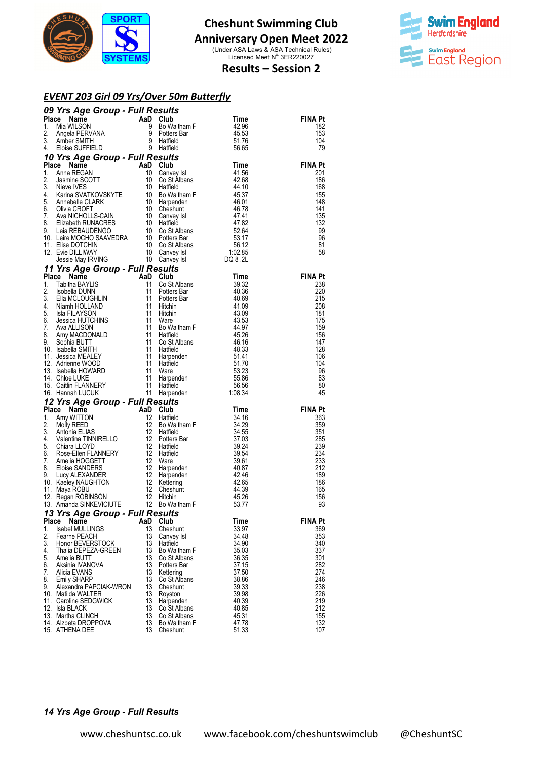# Cheshunt Swimming Club
## Anniversary Open Meet 2022

(Under ASA Laws & ASA Technical Rules)
Licensed Meet N° 3ER220027

## Results – Session 2

### EVENT 203 Girl 09 Yrs/Over 50m Butterfly

#### 09 Yrs Age Group - Full Results

| Place | Name | AaD | Club | Time | FINA Pt |
|---|---|---|---|---|---|
| 1. | Mia WILSON | 9 | Bo Waltham F | 42.96 | 182 |
| 2. | Angela PERVANA | 9 | Potters Bar | 45.53 | 153 |
| 3. | Amber SMITH | 9 | Hatfield | 51.76 | 104 |
| 4. | Eloise SUFFIELD | 9 | Hatfield | 56.65 | 79 |

#### 10 Yrs Age Group - Full Results

| Place | Name | AaD | Club | Time | FINA Pt |
|---|---|---|---|---|---|
| 1. | Anna REGAN | 10 | Canvey Isl | 41.56 | 201 |
| 2. | Jasmine SCOTT | 10 | Co St Albans | 42.68 | 186 |
| 3. | Nieve IVES | 10 | Hatfield | 44.10 | 168 |
| 4. | Karina SVATKOVSKYTE | 10 | Bo Waltham F | 45.37 | 155 |
| 5. | Annabelle CLARK | 10 | Harpenden | 46.01 | 148 |
| 6. | Olivia CROFT | 10 | Cheshunt | 46.78 | 141 |
| 7. | Ava NICHOLLS-CAIN | 10 | Canvey Isl | 47.41 | 135 |
| 8. | Elizabeth RUNACRES | 10 | Hatfield | 47.82 | 132 |
| 9. | Leia REBAUDENGO | 10 | Co St Albans | 52.64 | 99 |
| 10. | Leire MOCHO SAAVEDRA | 10 | Potters Bar | 53.17 | 96 |
| 11. | Elise DOTCHIN | 10 | Co St Albans | 56.12 | 81 |
| 12. | Evie DILLIWAY | 10 | Canvey Isl | 1:02.85 | 58 |
|  | Jessie May IRVING | 10 | Canvey Isl | DQ 8 .2L |  |

#### 11 Yrs Age Group - Full Results

| Place | Name | AaD | Club | Time | FINA Pt |
|---|---|---|---|---|---|
| 1. | Tabitha BAYLIS | 11 | Co St Albans | 39.32 | 238 |
| 2. | Isobella DUNN | 11 | Potters Bar | 40.36 | 220 |
| 3. | Ella MCLOUGHLIN | 11 | Potters Bar | 40.69 | 215 |
| 4. | Niamh HOLLAND | 11 | Hitchin | 41.09 | 208 |
| 5. | Isla FILAYSON | 11 | Hitchin | 43.09 | 181 |
| 6. | Jessica HUTCHINS | 11 | Ware | 43.53 | 175 |
| 7. | Ava ALLISON | 11 | Bo Waltham F | 44.97 | 159 |
| 8. | Amy MACDONALD | 11 | Hatfield | 45.26 | 156 |
| 9. | Sophia BUTT | 11 | Co St Albans | 46.16 | 147 |
| 10. | Isabella SMITH | 11 | Hatfield | 48.33 | 128 |
| 11. | Jessica MEALEY | 11 | Harpenden | 51.41 | 106 |
| 12. | Adrienne WOOD | 11 | Hatfield | 51.70 | 104 |
| 13. | Isabella HOWARD | 11 | Ware | 53.23 | 96 |
| 14. | Chloe LUKE | 11 | Harpenden | 55.86 | 83 |
| 15. | Caitlin FLANNERY | 11 | Hatfield | 56.56 | 80 |
| 16. | Hannah LUCUK | 11 | Harpenden | 1:08.34 | 45 |

#### 12 Yrs Age Group - Full Results

| Place | Name | AaD | Club | Time | FINA Pt |
|---|---|---|---|---|---|
| 1. | Amy WITTON | 12 | Hatfield | 34.16 | 363 |
| 2. | Molly REED | 12 | Bo Waltham F | 34.29 | 359 |
| 3. | Antonia ELIAS | 12 | Hatfield | 34.55 | 351 |
| 4. | Valentina TINNIRELLO | 12 | Potters Bar | 37.03 | 285 |
| 5. | Chiara LLOYD | 12 | Hatfield | 39.24 | 239 |
| 6. | Rose-Ellen FLANNERY | 12 | Hatfield | 39.54 | 234 |
| 7. | Amelia HOGGETT | 12 | Ware | 39.61 | 233 |
| 8. | Eloise SANDERS | 12 | Harpenden | 40.87 | 212 |
| 9. | Lucy ALEXANDER | 12 | Harpenden | 42.46 | 189 |
| 10. | Kaeley NAUGHTON | 12 | Kettering | 42.65 | 186 |
| 11. | Maya ROBU | 12 | Cheshunt | 44.39 | 165 |
| 12. | Regan ROBINSON | 12 | Hitchin | 45.26 | 156 |
| 13. | Amanda SINKEVICIUTE | 12 | Bo Waltham F | 53.77 | 93 |

#### 13 Yrs Age Group - Full Results

| Place | Name | AaD | Club | Time | FINA Pt |
|---|---|---|---|---|---|
| 1. | Isabel MULLINGS | 13 | Cheshunt | 33.97 | 369 |
| 2. | Fearne PEACH | 13 | Canvey Isl | 34.48 | 353 |
| 3. | Honor BEVERSTOCK | 13 | Hatfield | 34.90 | 340 |
| 4. | Thalia DEPEZA-GREEN | 13 | Bo Waltham F | 35.03 | 337 |
| 5. | Amelia BUTT | 13 | Co St Albans | 36.35 | 301 |
| 6. | Aksinia IVANOVA | 13 | Potters Bar | 37.15 | 282 |
| 7. | Alicia EVANS | 13 | Kettering | 37.50 | 274 |
| 8. | Emily SHARP | 13 | Co St Albans | 38.86 | 246 |
| 9. | Alexandra PAPCIAK-WRON | 13 | Cheshunt | 39.33 | 238 |
| 10. | Matilda WALTER | 13 | Royston | 39.98 | 226 |
| 11. | Caroline SEDGWICK | 13 | Harpenden | 40.39 | 219 |
| 12. | Isla BLACK | 13 | Co St Albans | 40.85 | 212 |
| 13. | Martha CLINCH | 13 | Co St Albans | 45.31 | 155 |
| 14. | Alzbeta DROPPOVA | 13 | Bo Waltham F | 47.78 | 132 |
| 15. | ATHENA DEE | 13 | Cheshunt | 51.33 | 107 |

#### 14 Yrs Age Group - Full Results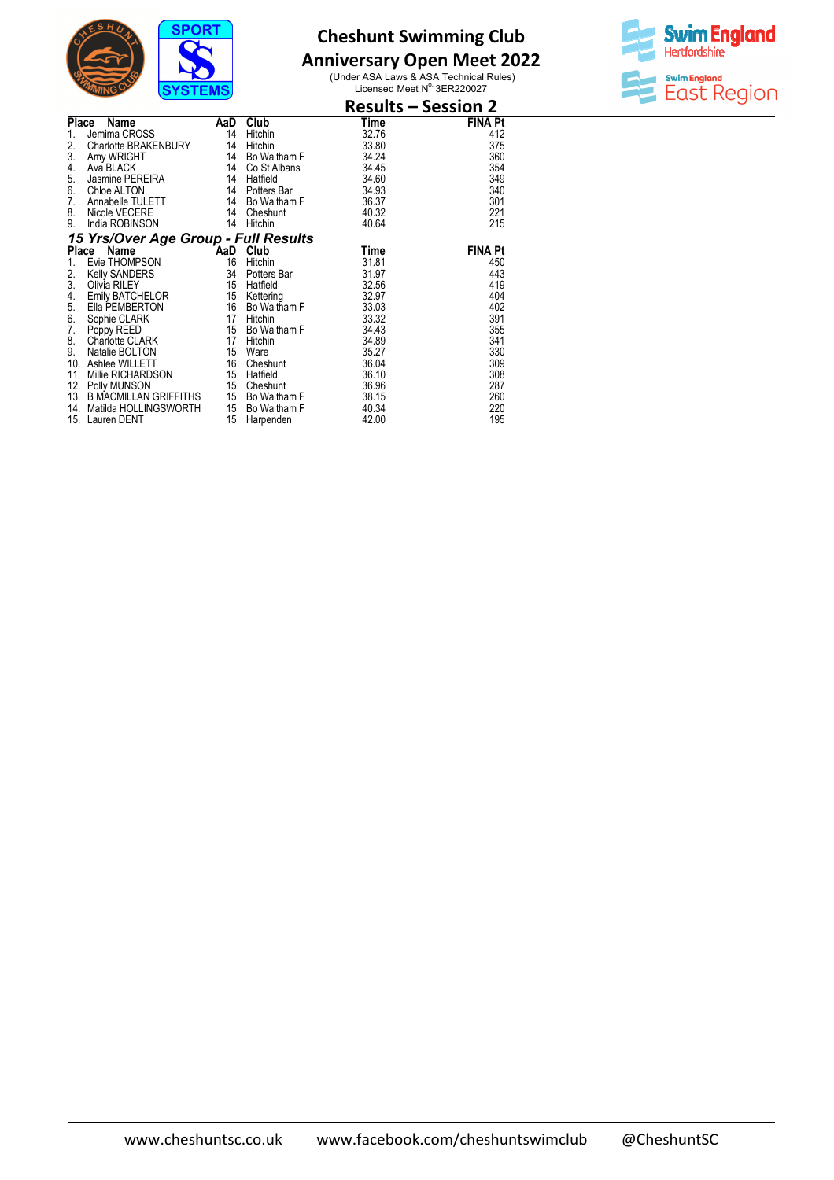# Cheshunt Swimming Club

## Anniversary Open Meet 2022

(Under ASA Laws & ASA Technical Rules)
Licensed Meet N° 3ER220027

## Results – Session 2

| Place | Name | AaD | Club | Time | FINA Pt |
|---|---|---|---|---|---|
| 1. | Jemima CROSS | 14 | Hitchin | 32.76 | 412 |
| 2. | Charlotte BRAKENBURY | 14 | Hitchin | 33.80 | 375 |
| 3. | Amy WRIGHT | 14 | Bo Waltham F | 34.24 | 360 |
| 4. | Ava BLACK | 14 | Co St Albans | 34.45 | 354 |
| 5. | Jasmine PEREIRA | 14 | Hatfield | 34.60 | 349 |
| 6. | Chloe ALTON | 14 | Potters Bar | 34.93 | 340 |
| 7. | Annabelle TULETT | 14 | Bo Waltham F | 36.37 | 301 |
| 8. | Nicole VECERE | 14 | Cheshunt | 40.32 | 221 |
| 9. | India ROBINSON | 14 | Hitchin | 40.64 | 215 |

### *15 Yrs/Over Age Group - Full Results*

| Place | Name | AaD | Club | Time | FINA Pt |
|---|---|---|---|---|---|
| 1. | Evie THOMPSON | 16 | Hitchin | 31.81 | 450 |
| 2. | Kelly SANDERS | 34 | Potters Bar | 31.97 | 443 |
| 3. | Olivia RILEY | 15 | Hatfield | 32.56 | 419 |
| 4. | Emily BATCHELOR | 15 | Kettering | 32.97 | 404 |
| 5. | Ella PEMBERTON | 16 | Bo Waltham F | 33.03 | 402 |
| 6. | Sophie CLARK | 17 | Hitchin | 33.32 | 391 |
| 7. | Poppy REED | 15 | Bo Waltham F | 34.43 | 355 |
| 8. | Charlotte CLARK | 17 | Hitchin | 34.89 | 341 |
| 9. | Natalie BOLTON | 15 | Ware | 35.27 | 330 |
| 10. | Ashlee WILLETT | 16 | Cheshunt | 36.04 | 309 |
| 11. | Millie RICHARDSON | 15 | Hatfield | 36.10 | 308 |
| 12. | Polly MUNSON | 15 | Cheshunt | 36.96 | 287 |
| 13. | B MACMILLAN GRIFFITHS | 15 | Bo Waltham F | 38.15 | 260 |
| 14. | Matilda HOLLINGSWORTH | 15 | Bo Waltham F | 40.34 | 220 |
| 15. | Lauren DENT | 15 | Harpenden | 42.00 | 195 |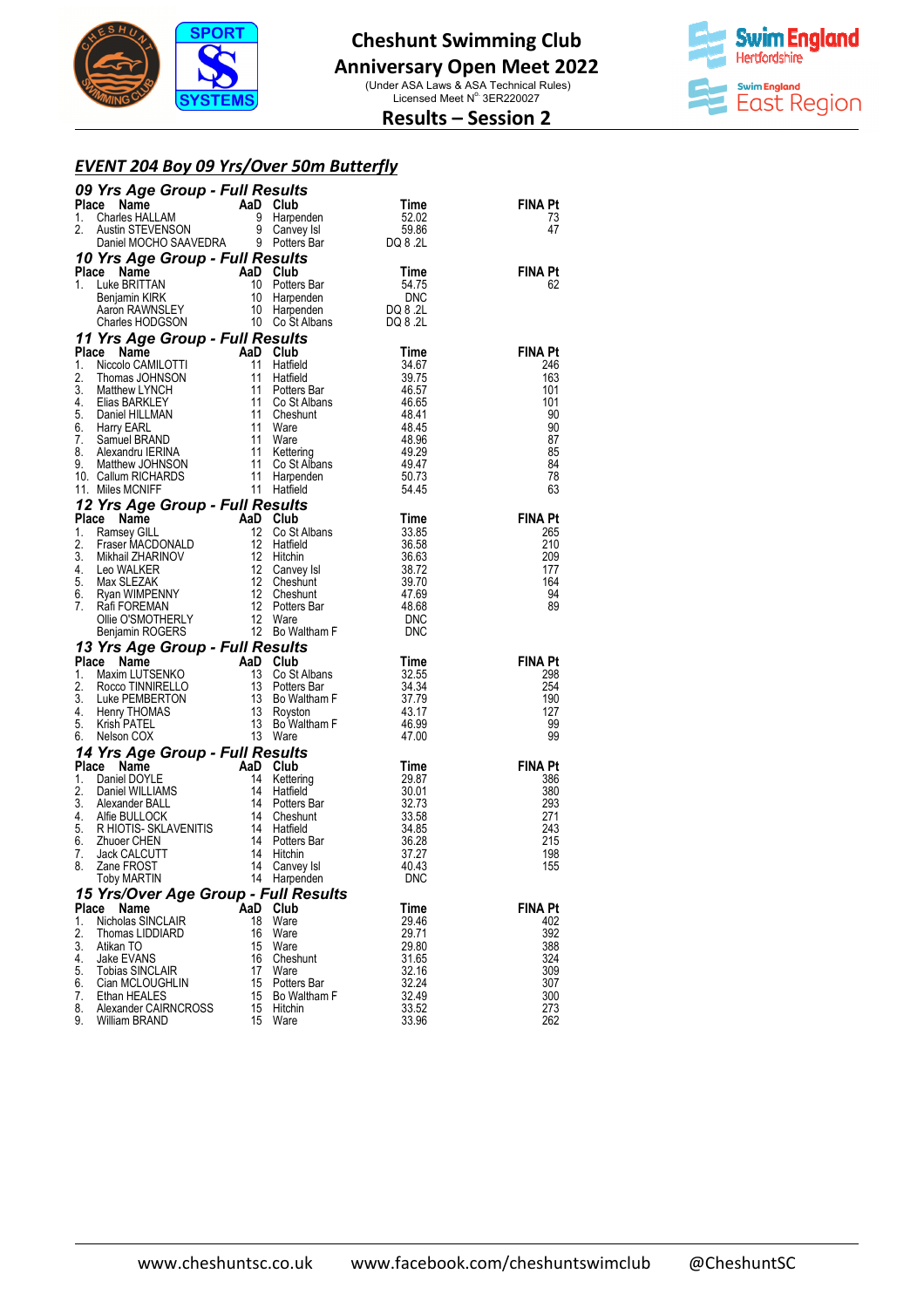# Cheshunt Swimming Club

## Anniversary Open Meet 2022

(Under ASA Laws & ASA Technical Rules)
Licensed Meet N° 3ER220027

## Results – Session 2

### *EVENT 204 Boy 09 Yrs/Over 50m Butterfly*

#### *09 Yrs Age Group - Full Results*

| Place | Name | AaD | Club | Time | FINA Pt |
|---|---|---|---|---|---|
| 1. | Charles HALLAM | 9 | Harpenden | 52.02 | 73 |
| 2. | Austin STEVENSON | 9 | Canvey Isl | 59.86 | 47 |
| | Daniel MOCHO SAAVEDRA | 9 | Potters Bar | DQ 8 .2L | |

#### *10 Yrs Age Group - Full Results*

| Place | Name | AaD | Club | Time | FINA Pt |
|---|---|---|---|---|---|
| 1. | Luke BRITTAN | 10 | Potters Bar | 54.75 | 62 |
| | Benjamin KIRK | 10 | Harpenden | DNC | |
| | Aaron RAWNSLEY | 10 | Harpenden | DQ 8 .2L | |
| | Charles HODGSON | 10 | Co St Albans | DQ 8 .2L | |

#### *11 Yrs Age Group - Full Results*

| Place | Name | AaD | Club | Time | FINA Pt |
|---|---|---|---|---|---|
| 1. | Niccolo CAMILOTTI | 11 | Hatfield | 34.67 | 246 |
| 2. | Thomas JOHNSON | 11 | Hatfield | 39.75 | 163 |
| 3. | Matthew LYNCH | 11 | Potters Bar | 46.57 | 101 |
| 4. | Elias BARKLEY | 11 | Co St Albans | 46.65 | 101 |
| 5. | Daniel HILLMAN | 11 | Cheshunt | 48.41 | 90 |
| 6. | Harry EARL | 11 | Ware | 48.45 | 90 |
| 7. | Samuel BRAND | 11 | Ware | 48.96 | 87 |
| 8. | Alexandru IERINA | 11 | Kettering | 49.29 | 85 |
| 9. | Matthew JOHNSON | 11 | Co St Albans | 49.47 | 84 |
| 10. | Callum RICHARDS | 11 | Harpenden | 50.73 | 78 |
| 11. | Miles MCNIFF | 11 | Hatfield | 54.45 | 63 |

#### *12 Yrs Age Group - Full Results*

| Place | Name | AaD | Club | Time | FINA Pt |
|---|---|---|---|---|---|
| 1. | Ramsey GILL | 12 | Co St Albans | 33.85 | 265 |
| 2. | Fraser MACDONALD | 12 | Hatfield | 36.58 | 210 |
| 3. | Mikhail ZHARINOV | 12 | Hitchin | 36.63 | 209 |
| 4. | Leo WALKER | 12 | Canvey Isl | 38.72 | 177 |
| 5. | Max SLEZAK | 12 | Cheshunt | 39.70 | 164 |
| 6. | Ryan WIMPENNY | 12 | Cheshunt | 47.69 | 94 |
| 7. | Rafi FOREMAN | 12 | Potters Bar | 48.68 | 89 |
| | Ollie O'SMOTHERLY | 12 | Ware | DNC | |
| | Benjamin ROGERS | 12 | Bo Waltham F | DNC | |

#### *13 Yrs Age Group - Full Results*

| Place | Name | AaD | Club | Time | FINA Pt |
|---|---|---|---|---|---|
| 1. | Maxim LUTSENKO | 13 | Co St Albans | 32.55 | 298 |
| 2. | Rocco TINNIRELLO | 13 | Potters Bar | 34.34 | 254 |
| 3. | Luke PEMBERTON | 13 | Bo Waltham F | 37.79 | 190 |
| 4. | Henry THOMAS | 13 | Royston | 43.17 | 127 |
| 5. | Krish PATEL | 13 | Bo Waltham F | 46.99 | 99 |
| 6. | Nelson COX | 13 | Ware | 47.00 | 99 |

#### *14 Yrs Age Group - Full Results*

| Place | Name | AaD | Club | Time | FINA Pt |
|---|---|---|---|---|---|
| 1. | Daniel DOYLE | 14 | Kettering | 29.87 | 386 |
| 2. | Daniel WILLIAMS | 14 | Hatfield | 30.01 | 380 |
| 3. | Alexander BALL | 14 | Potters Bar | 32.73 | 293 |
| 4. | Alfie BULLOCK | 14 | Cheshunt | 33.58 | 271 |
| 5. | R HIOTIS- SKLAVENITIS | 14 | Hatfield | 34.85 | 243 |
| 6. | Zhuoer CHEN | 14 | Potters Bar | 36.28 | 215 |
| 7. | Jack CALCUTT | 14 | Hitchin | 37.27 | 198 |
| 8. | Zane FROST | 14 | Canvey Isl | 40.43 | 155 |
| | Toby MARTIN | 14 | Harpenden | DNC | |

#### *15 Yrs/Over Age Group - Full Results*

| Place | Name | AaD | Club | Time | FINA Pt |
|---|---|---|---|---|---|
| 1. | Nicholas SINCLAIR | 18 | Ware | 29.46 | 402 |
| 2. | Thomas LIDDIARD | 16 | Ware | 29.71 | 392 |
| 3. | Atikan TO | 15 | Ware | 29.80 | 388 |
| 4. | Jake EVANS | 16 | Cheshunt | 31.65 | 324 |
| 5. | Tobias SINCLAIR | 17 | Ware | 32.16 | 309 |
| 6. | Cian MCLOUGHLIN | 15 | Potters Bar | 32.24 | 307 |
| 7. | Ethan HEALES | 15 | Bo Waltham F | 32.49 | 300 |
| 8. | Alexander CAIRNCROSS | 15 | Hitchin | 33.52 | 273 |
| 9. | William BRAND | 15 | Ware | 33.96 | 262 |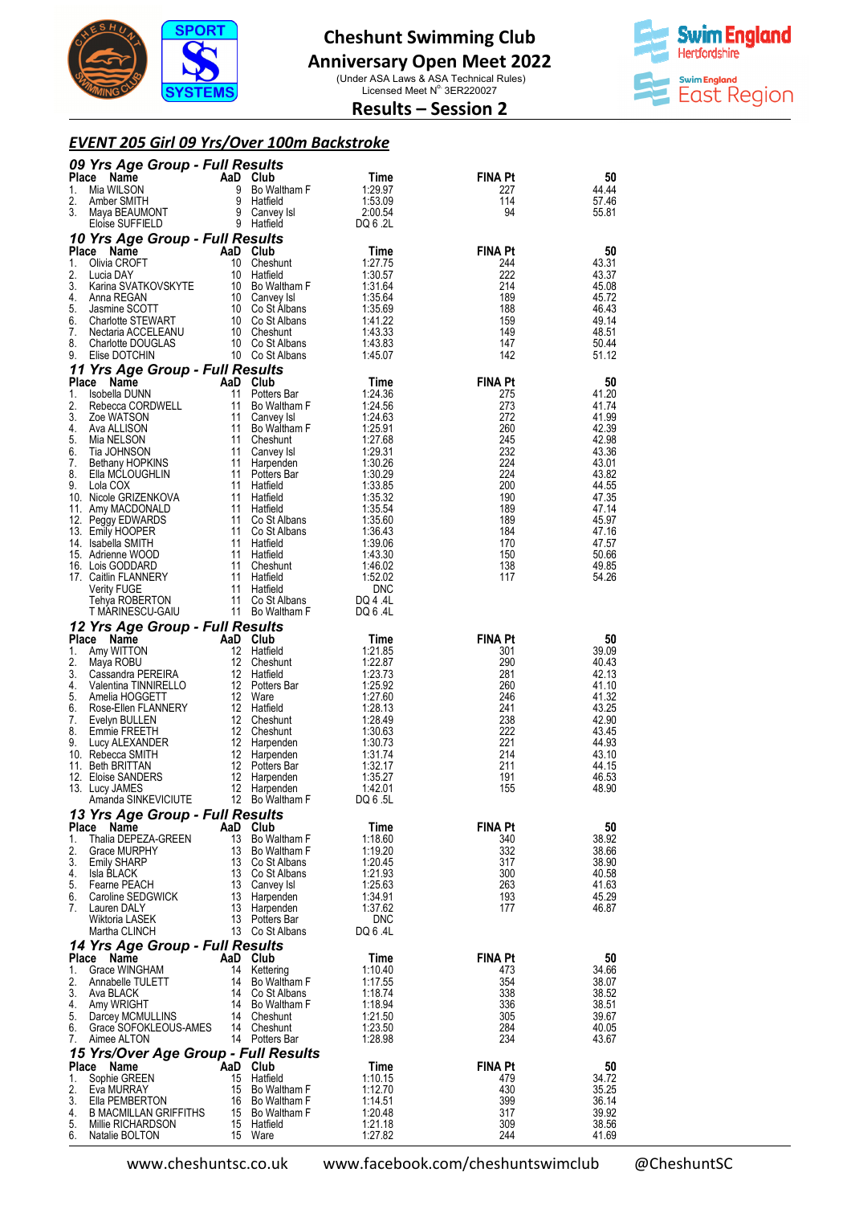# Cheshunt Swimming Club
## Anniversary Open Meet 2022
(Under ASA Laws & ASA Technical Rules)
Licensed Meet N° 3ER220027

## Results – Session 2

### *EVENT 205 Girl 09 Yrs/Over 100m Backstroke*

#### *09 Yrs Age Group - Full Results*

| Place | Name | AaD | Club | Time | FINA Pt | 50 |
|---|---|---|---|---|---|---|
| 1. | Mia WILSON | 9 | Bo Waltham F | 1:29.97 | 227 | 44.44 |
| 2. | Amber SMITH | 9 | Hatfield | 1:53.09 | 114 | 57.46 |
| 3. | Maya BEAUMONT | 9 | Canvey Isl | 2:00.54 | 94 | 55.81 |
| | Eloise SUFFIELD | 9 | Hatfield | DQ 6 .2L | | |

#### *10 Yrs Age Group - Full Results*

| Place | Name | AaD | Club | Time | FINA Pt | 50 |
|---|---|---|---|---|---|---|
| 1. | Olivia CROFT | 10 | Cheshunt | 1:27.75 | 244 | 43.31 |
| 2. | Lucia DAY | 10 | Hatfield | 1:30.57 | 222 | 43.37 |
| 3. | Karina SVATKOVSKYTE | 10 | Bo Waltham F | 1:31.64 | 214 | 45.08 |
| 4. | Anna REGAN | 10 | Canvey Isl | 1:35.64 | 189 | 45.72 |
| 5. | Jasmine SCOTT | 10 | Co St Albans | 1:35.69 | 188 | 46.43 |
| 6. | Charlotte STEWART | 10 | Co St Albans | 1:41.22 | 159 | 49.14 |
| 7. | Nectaria ACCELEANU | 10 | Cheshunt | 1:43.33 | 149 | 48.51 |
| 8. | Charlotte DOUGLAS | 10 | Co St Albans | 1:43.83 | 147 | 50.44 |
| 9. | Elise DOTCHIN | 10 | Co St Albans | 1:45.07 | 142 | 51.12 |

#### *11 Yrs Age Group - Full Results*

| Place | Name | AaD | Club | Time | FINA Pt | 50 |
|---|---|---|---|---|---|---|
| 1. | Isobella DUNN | 11 | Potters Bar | 1:24.36 | 275 | 41.20 |
| 2. | Rebecca CORDWELL | 11 | Bo Waltham F | 1:24.56 | 273 | 41.74 |
| 3. | Zoe WATSON | 11 | Canvey Isl | 1:24.63 | 272 | 41.99 |
| 4. | Ava ALLISON | 11 | Bo Waltham F | 1:25.91 | 260 | 42.39 |
| 5. | Mia NELSON | 11 | Cheshunt | 1:27.68 | 245 | 42.98 |
| 6. | Tia JOHNSON | 11 | Canvey Isl | 1:29.31 | 232 | 43.36 |
| 7. | Bethany HOPKINS | 11 | Harpenden | 1:30.26 | 224 | 43.01 |
| 8. | Ella MCLOUGHLIN | 11 | Potters Bar | 1:30.29 | 224 | 43.82 |
| 9. | Lola COX | 11 | Hatfield | 1:33.85 | 200 | 44.55 |
| 10. | Nicole GRIZENKOVA | 11 | Hatfield | 1:35.32 | 190 | 47.35 |
| 11. | Amy MACDONALD | 11 | Hatfield | 1:35.54 | 189 | 47.14 |
| 12. | Peggy EDWARDS | 11 | Co St Albans | 1:35.60 | 189 | 45.97 |
| 13. | Emily HOOPER | 11 | Co St Albans | 1:36.43 | 184 | 47.16 |
| 14. | Isabella SMITH | 11 | Hatfield | 1:39.06 | 170 | 47.57 |
| 15. | Adrienne WOOD | 11 | Hatfield | 1:43.30 | 150 | 50.66 |
| 16. | Lois GODDARD | 11 | Cheshunt | 1:46.02 | 138 | 49.85 |
| 17. | Caitlin FLANNERY | 11 | Hatfield | 1:52.02 | 117 | 54.26 |
| | Verity FUGE | 11 | Hatfield | DNC | | |
| | Tehya ROBERTON | 11 | Co St Albans | DQ 4 .4L | | |
| | T MARINESCU-GAIU | 11 | Bo Waltham F | DQ 6 .4L | | |

#### *12 Yrs Age Group - Full Results*

| Place | Name | AaD | Club | Time | FINA Pt | 50 |
|---|---|---|---|---|---|---|
| 1. | Amy WITTON | 12 | Hatfield | 1:21.85 | 301 | 39.09 |
| 2. | Maya ROBU | 12 | Cheshunt | 1:22.87 | 290 | 40.43 |
| 3. | Cassandra PEREIRA | 12 | Hatfield | 1:23.73 | 281 | 42.13 |
| 4. | Valentina TINNIRELLO | 12 | Potters Bar | 1:25.92 | 260 | 41.10 |
| 5. | Amelia HOGGETT | 12 | Ware | 1:27.60 | 246 | 41.32 |
| 6. | Rose-Ellen FLANNERY | 12 | Hatfield | 1:28.13 | 241 | 43.25 |
| 7. | Evelyn BULLEN | 12 | Cheshunt | 1:28.49 | 238 | 42.90 |
| 8. | Emmie FREETH | 12 | Cheshunt | 1:30.63 | 222 | 43.45 |
| 9. | Lucy ALEXANDER | 12 | Harpenden | 1:30.73 | 221 | 44.93 |
| 10. | Rebecca SMITH | 12 | Harpenden | 1:31.74 | 214 | 43.10 |
| 11. | Beth BRITTAN | 12 | Potters Bar | 1:32.17 | 211 | 44.15 |
| 12. | Eloise SANDERS | 12 | Harpenden | 1:35.27 | 191 | 46.53 |
| 13. | Lucy JAMES | 12 | Harpenden | 1:42.01 | 155 | 48.90 |
| | Amanda SINKEVICIUTE | 12 | Bo Waltham F | DQ 6 .5L | | |

#### *13 Yrs Age Group - Full Results*

| Place | Name | AaD | Club | Time | FINA Pt | 50 |
|---|---|---|---|---|---|---|
| 1. | Thalia DEPEZA-GREEN | 13 | Bo Waltham F | 1:18.60 | 340 | 38.92 |
| 2. | Grace MURPHY | 13 | Bo Waltham F | 1:19.20 | 332 | 38.66 |
| 3. | Emily SHARP | 13 | Co St Albans | 1:20.45 | 317 | 38.90 |
| 4. | Isla BLACK | 13 | Co St Albans | 1:21.93 | 300 | 40.58 |
| 5. | Fearne PEACH | 13 | Canvey Isl | 1:25.63 | 263 | 41.63 |
| 6. | Caroline SEDGWICK | 13 | Harpenden | 1:34.91 | 193 | 45.29 |
| 7. | Lauren DALY | 13 | Harpenden | 1:37.62 | 177 | 46.87 |
| | Wiktoria LASEK | 13 | Potters Bar | DNC | | |
| | Martha CLINCH | 13 | Co St Albans | DQ 6 .4L | | |

#### *14 Yrs Age Group - Full Results*

| Place | Name | AaD | Club | Time | FINA Pt | 50 |
|---|---|---|---|---|---|---|
| 1. | Grace WINGHAM | 14 | Kettering | 1:10.40 | 473 | 34.66 |
| 2. | Annabelle TULETT | 14 | Bo Waltham F | 1:17.55 | 354 | 38.07 |
| 3. | Ava BLACK | 14 | Co St Albans | 1:18.74 | 338 | 38.52 |
| 4. | Amy WRIGHT | 14 | Bo Waltham F | 1:18.94 | 336 | 38.51 |
| 5. | Darcey MCMULLINS | 14 | Cheshunt | 1:21.50 | 305 | 39.67 |
| 6. | Grace SOFOKLEOUS-AMES | 14 | Cheshunt | 1:23.50 | 284 | 40.05 |
| 7. | Aimee ALTON | 14 | Potters Bar | 1:28.98 | 234 | 43.67 |

#### *15 Yrs/Over Age Group - Full Results*

| Place | Name | AaD | Club | Time | FINA Pt | 50 |
|---|---|---|---|---|---|---|
| 1. | Sophie GREEN | 15 | Hatfield | 1:10.15 | 479 | 34.72 |
| 2. | Eva MURRAY | 15 | Bo Waltham F | 1:12.70 | 430 | 35.25 |
| 3. | Ella PEMBERTON | 16 | Bo Waltham F | 1:14.51 | 399 | 36.14 |
| 4. | B MACMILLAN GRIFFITHS | 15 | Bo Waltham F | 1:20.48 | 317 | 39.92 |
| 5. | Millie RICHARDSON | 15 | Hatfield | 1:21.18 | 309 | 38.56 |
| 6. | Natalie BOLTON | 15 | Ware | 1:27.82 | 244 | 41.69 |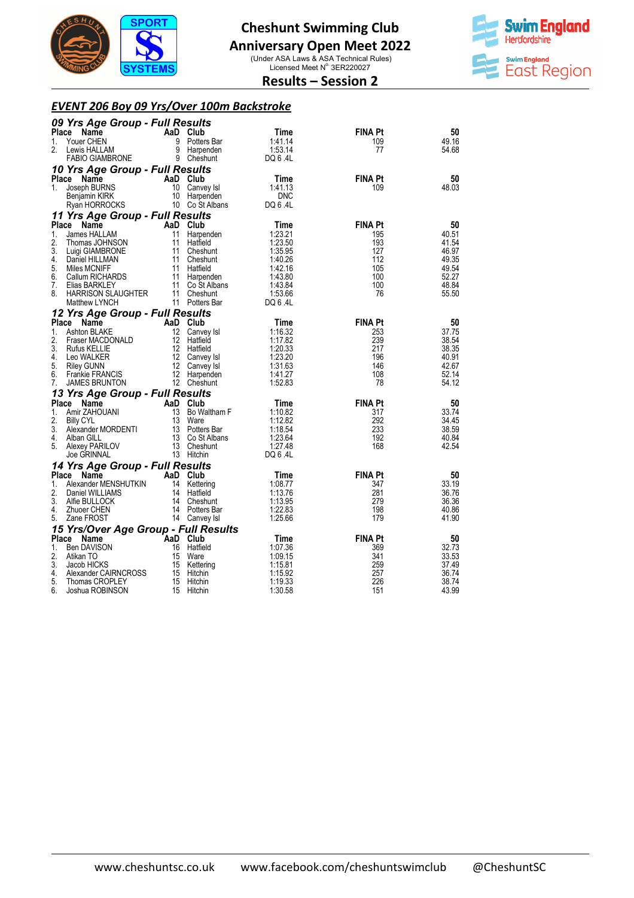# Cheshunt Swimming Club
## Anniversary Open Meet 2022

(Under ASA Laws & ASA Technical Rules)
Licensed Meet N° 3ER220027

### Results – Session 2

## *EVENT 206 Boy 09 Yrs/Over 100m Backstroke*

### *09 Yrs Age Group - Full Results*

| Place | Name | AaD | Club | Time | FINA Pt | 50 |
|---|---|---|---|---|---|---|
| 1. | Youer CHEN | 9 | Potters Bar | 1:41.14 | 109 | 49.16 |
| 2. | Lewis HALLAM | 9 | Harpenden | 1:53.14 | 77 | 54.68 |
| | FABIO GIAMBRONE | 9 | Cheshunt | DQ 6 .4L | | |

### *10 Yrs Age Group - Full Results*

| Place | Name | AaD | Club | Time | FINA Pt | 50 |
|---|---|---|---|---|---|---|
| 1. | Joseph BURNS | 10 | Canvey Isl | 1:41.13 | 109 | 48.03 |
| | Benjamin KIRK | 10 | Harpenden | DNC | | |
| | Ryan HORROCKS | 10 | Co St Albans | DQ 6 .4L | | |

### *11 Yrs Age Group - Full Results*

| Place | Name | AaD | Club | Time | FINA Pt | 50 |
|---|---|---|---|---|---|---|
| 1. | James HALLAM | 11 | Harpenden | 1:23.21 | 195 | 40.51 |
| 2. | Thomas JOHNSON | 11 | Hatfield | 1:23.50 | 193 | 41.54 |
| 3. | Luigi GIAMBRONE | 11 | Cheshunt | 1:35.95 | 127 | 46.97 |
| 4. | Daniel HILLMAN | 11 | Cheshunt | 1:40.26 | 112 | 49.35 |
| 5. | Miles MCNIFF | 11 | Hatfield | 1:42.16 | 105 | 49.54 |
| 6. | Callum RICHARDS | 11 | Harpenden | 1:43.80 | 100 | 52.27 |
| 7. | Elias BARKLEY | 11 | Co St Albans | 1:43.84 | 100 | 48.84 |
| 8. | HARRISON SLAUGHTER | 11 | Cheshunt | 1:53.66 | 76 | 55.50 |
| | Matthew LYNCH | 11 | Potters Bar | DQ 6 .4L | | |

### *12 Yrs Age Group - Full Results*

| Place | Name | AaD | Club | Time | FINA Pt | 50 |
|---|---|---|---|---|---|---|
| 1. | Ashton BLAKE | 12 | Canvey Isl | 1:16.32 | 253 | 37.75 |
| 2. | Fraser MACDONALD | 12 | Hatfield | 1:17.82 | 239 | 38.54 |
| 3. | Rufus KELLIE | 12 | Hatfield | 1:20.33 | 217 | 38.35 |
| 4. | Leo WALKER | 12 | Canvey Isl | 1:23.20 | 196 | 40.91 |
| 5. | Riley GUNN | 12 | Canvey Isl | 1:31.63 | 146 | 42.67 |
| 6. | Frankie FRANCIS | 12 | Harpenden | 1:41.27 | 108 | 52.14 |
| 7. | JAMES BRUNTON | 12 | Cheshunt | 1:52.83 | 78 | 54.12 |

### *13 Yrs Age Group - Full Results*

| Place | Name | AaD | Club | Time | FINA Pt | 50 |
|---|---|---|---|---|---|---|
| 1. | Amir ZAHOUANI | 13 | Bo Waltham F | 1:10.82 | 317 | 33.74 |
| 2. | Billy CYL | 13 | Ware | 1:12.82 | 292 | 34.45 |
| 3. | Alexander MORDENTI | 13 | Potters Bar | 1:18.54 | 233 | 38.59 |
| 4. | Alban GILL | 13 | Co St Albans | 1:23.64 | 192 | 40.84 |
| 5. | Alexey PARILOV | 13 | Cheshunt | 1:27.48 | 168 | 42.54 |
| | Joe GRINNAL | 13 | Hitchin | DQ 6 .4L | | |

### *14 Yrs Age Group - Full Results*

| Place | Name | AaD | Club | Time | FINA Pt | 50 |
|---|---|---|---|---|---|---|
| 1. | Alexander MENSHUTKIN | 14 | Kettering | 1:08.77 | 347 | 33.19 |
| 2. | Daniel WILLIAMS | 14 | Hatfield | 1:13.76 | 281 | 36.76 |
| 3. | Alfie BULLOCK | 14 | Cheshunt | 1:13.95 | 279 | 36.36 |
| 4. | Zhuoer CHEN | 14 | Potters Bar | 1:22.83 | 198 | 40.86 |
| 5. | Zane FROST | 14 | Canvey Isl | 1:25.66 | 179 | 41.90 |

### *15 Yrs/Over Age Group - Full Results*

| Place | Name | AaD | Club | Time | FINA Pt | 50 |
|---|---|---|---|---|---|---|
| 1. | Ben DAVISON | 16 | Hatfield | 1:07.36 | 369 | 32.73 |
| 2. | Atikan TO | 15 | Ware | 1:09.15 | 341 | 33.53 |
| 3. | Jacob HICKS | 15 | Kettering | 1:15.81 | 259 | 37.49 |
| 4. | Alexander CAIRNCROSS | 15 | Hitchin | 1:15.92 | 257 | 36.74 |
| 5. | Thomas CROPLEY | 15 | Hitchin | 1:19.33 | 226 | 38.74 |
| 6. | Joshua ROBINSON | 15 | Hitchin | 1:30.58 | 151 | 43.99 |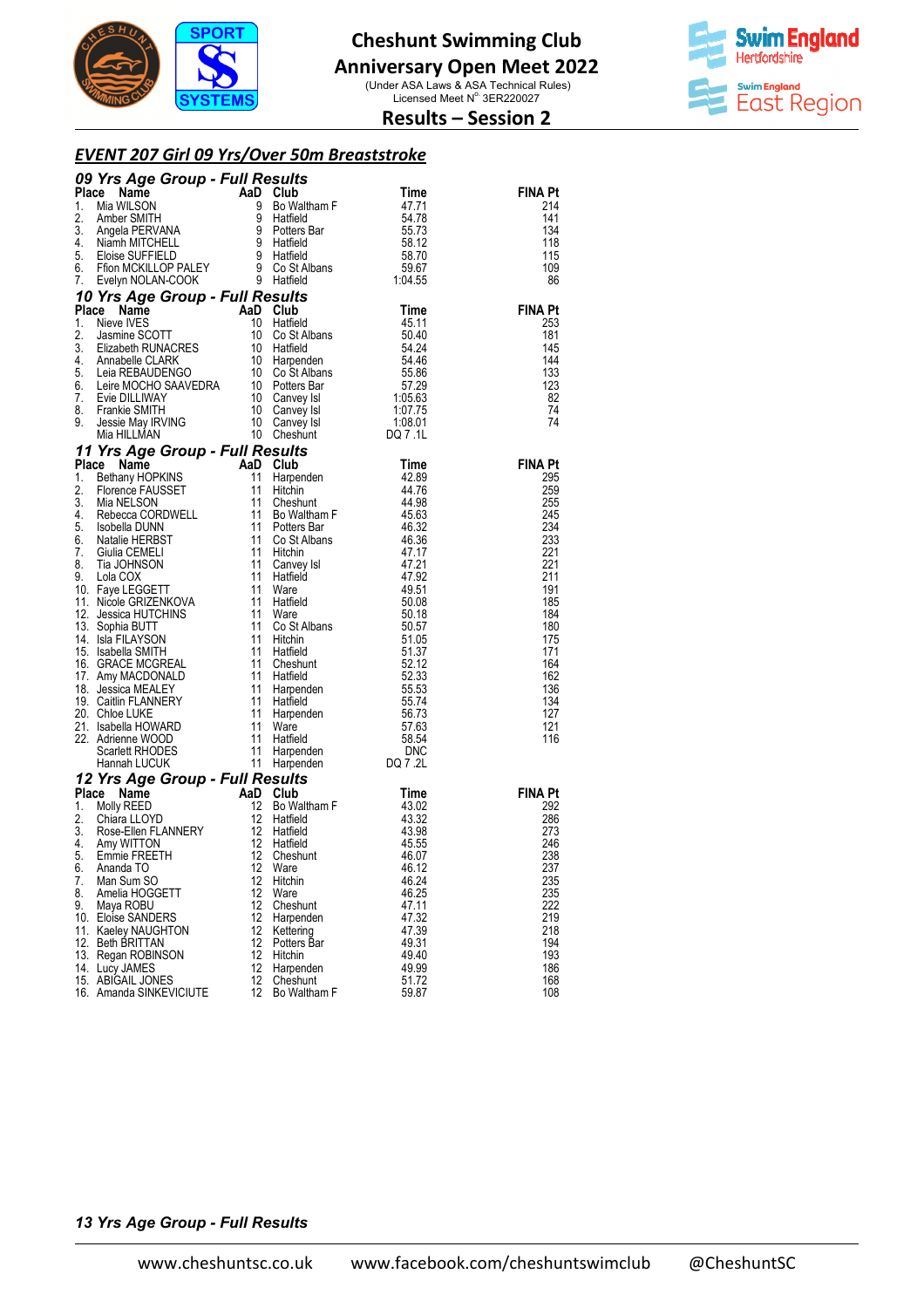# Cheshunt Swimming Club
## Anniversary Open Meet 2022
(Under ASA Laws & ASA Technical Rules)
Licensed Meet N° 3ER220027

## Results – Session 2

### *EVENT 207 Girl 09 Yrs/Over 50m Breaststroke*

#### *09 Yrs Age Group - Full Results*

| Place | Name | AaD | Club | Time | FINA Pt |
|---|---|---|---|---|---|
| 1. | Mia WILSON | 9 | Bo Waltham F | 47.71 | 214 |
| 2. | Amber SMITH | 9 | Hatfield | 54.78 | 141 |
| 3. | Angela PERVANA | 9 | Potters Bar | 55.73 | 134 |
| 4. | Niamh MITCHELL | 9 | Hatfield | 58.12 | 118 |
| 5. | Eloise SUFFIELD | 9 | Hatfield | 58.70 | 115 |
| 6. | Ffion MCKILLOP PALEY | 9 | Co St Albans | 59.67 | 109 |
| 7. | Evelyn NOLAN-COOK | 9 | Hatfield | 1:04.55 | 86 |

#### *10 Yrs Age Group - Full Results*

| Place | Name | AaD | Club | Time | FINA Pt |
|---|---|---|---|---|---|
| 1. | Nieve IVES | 10 | Hatfield | 45.11 | 253 |
| 2. | Jasmine SCOTT | 10 | Co St Albans | 50.40 | 181 |
| 3. | Elizabeth RUNACRES | 10 | Hatfield | 54.24 | 145 |
| 4. | Annabelle CLARK | 10 | Harpenden | 54.46 | 144 |
| 5. | Leia REBAUDENGO | 10 | Co St Albans | 55.86 | 133 |
| 6. | Leire MOCHO SAAVEDRA | 10 | Potters Bar | 57.29 | 123 |
| 7. | Evie DILLIWAY | 10 | Canvey Isl | 1:05.63 | 82 |
| 8. | Frankie SMITH | 10 | Canvey Isl | 1:07.75 | 74 |
| 9. | Jessie May IRVING | 10 | Canvey Isl | 1:08.01 | 74 |
| | Mia HILLMAN | 10 | Cheshunt | DQ 7 .1L | |

#### *11 Yrs Age Group - Full Results*

| Place | Name | AaD | Club | Time | FINA Pt |
|---|---|---|---|---|---|
| 1. | Bethany HOPKINS | 11 | Harpenden | 42.89 | 295 |
| 2. | Florence FAUSSET | 11 | Hitchin | 44.76 | 259 |
| 3. | Mia NELSON | 11 | Cheshunt | 44.98 | 255 |
| 4. | Rebecca CORDWELL | 11 | Bo Waltham F | 45.63 | 245 |
| 5. | Isobella DUNN | 11 | Potters Bar | 46.32 | 234 |
| 6. | Natalie HERBST | 11 | Co St Albans | 46.36 | 233 |
| 7. | Giulia CEMELI | 11 | Hitchin | 47.17 | 221 |
| 8. | Tia JOHNSON | 11 | Canvey Isl | 47.21 | 221 |
| 9. | Lola COX | 11 | Hatfield | 47.92 | 211 |
| 10. | Faye LEGGETT | 11 | Ware | 49.51 | 191 |
| 11. | Nicole GRIZENKOVA | 11 | Hatfield | 50.08 | 185 |
| 12. | Jessica HUTCHINS | 11 | Ware | 50.18 | 184 |
| 13. | Sophia BUTT | 11 | Co St Albans | 50.57 | 180 |
| 14. | Isla FILAYSON | 11 | Hitchin | 51.05 | 175 |
| 15. | Isabella SMITH | 11 | Hatfield | 51.37 | 171 |
| 16. | GRACE MCGREAL | 11 | Cheshunt | 52.12 | 164 |
| 17. | Amy MACDONALD | 11 | Hatfield | 52.33 | 162 |
| 18. | Jessica MEALEY | 11 | Harpenden | 55.53 | 136 |
| 19. | Caitlin FLANNERY | 11 | Hatfield | 55.74 | 134 |
| 20. | Chloe LUKE | 11 | Harpenden | 56.73 | 127 |
| 21. | Isabella HOWARD | 11 | Ware | 57.63 | 121 |
| 22. | Adrienne WOOD | 11 | Hatfield | 58.54 | 116 |
| | Scarlett RHODES | 11 | Harpenden | DNC | |
| | Hannah LUCUK | 11 | Harpenden | DQ 7 .2L | |

#### *12 Yrs Age Group - Full Results*

| Place | Name | AaD | Club | Time | FINA Pt |
|---|---|---|---|---|---|
| 1. | Molly REED | 12 | Bo Waltham F | 43.02 | 292 |
| 2. | Chiara LLOYD | 12 | Hatfield | 43.32 | 286 |
| 3. | Rose-Ellen FLANNERY | 12 | Hatfield | 43.98 | 273 |
| 4. | Amy WITTON | 12 | Hatfield | 45.55 | 246 |
| 5. | Emmie FREETH | 12 | Cheshunt | 46.07 | 238 |
| 6. | Ananda TO | 12 | Ware | 46.12 | 237 |
| 7. | Man Sum SO | 12 | Hitchin | 46.24 | 235 |
| 8. | Amelia HOGGETT | 12 | Ware | 46.25 | 235 |
| 9. | Maya ROBU | 12 | Cheshunt | 47.11 | 222 |
| 10. | Eloise SANDERS | 12 | Harpenden | 47.32 | 219 |
| 11. | Kaeley NAUGHTON | 12 | Kettering | 47.39 | 218 |
| 12. | Beth BRITTAN | 12 | Potters Bar | 49.31 | 194 |
| 13. | Regan ROBINSON | 12 | Hitchin | 49.40 | 193 |
| 14. | Lucy JAMES | 12 | Harpenden | 49.99 | 186 |
| 15. | ABIGAIL JONES | 12 | Cheshunt | 51.72 | 168 |
| 16. | Amanda SINKEVICIUTE | 12 | Bo Waltham F | 59.87 | 108 |

#### *13 Yrs Age Group - Full Results*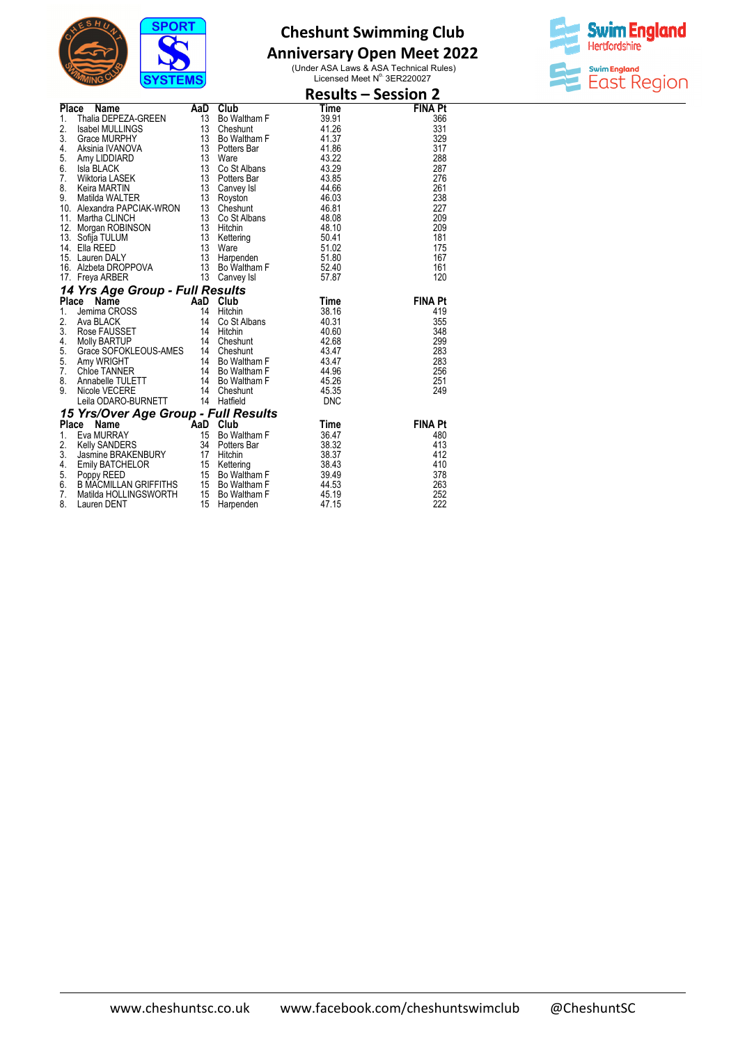# Cheshunt Swimming Club
## Anniversary Open Meet 2022
(Under ASA Laws & ASA Technical Rules)
Licensed Meet N° 3ER220027

## Results – Session 2

| Place | Name | AaD | Club | Time | FINA Pt |
|---|---|---|---|---|---|
| 1. | Thalia DEPEZA-GREEN | 13 | Bo Waltham F | 39.91 | 366 |
| 2. | Isabel MULLINGS | 13 | Cheshunt | 41.26 | 331 |
| 3. | Grace MURPHY | 13 | Bo Waltham F | 41.37 | 329 |
| 4. | Aksinia IVANOVA | 13 | Potters Bar | 41.86 | 317 |
| 5. | Amy LIDDIARD | 13 | Ware | 43.22 | 288 |
| 6. | Isla BLACK | 13 | Co St Albans | 43.29 | 287 |
| 7. | Wiktoria LASEK | 13 | Potters Bar | 43.85 | 276 |
| 8. | Keira MARTIN | 13 | Canvey Isl | 44.66 | 261 |
| 9. | Matilda WALTER | 13 | Royston | 46.03 | 238 |
| 10. | Alexandra PAPCIAK-WRON | 13 | Cheshunt | 46.81 | 227 |
| 11. | Martha CLINCH | 13 | Co St Albans | 48.08 | 209 |
| 12. | Morgan ROBINSON | 13 | Hitchin | 48.10 | 209 |
| 13. | Sofija TULUM | 13 | Kettering | 50.41 | 181 |
| 14. | Ella REED | 13 | Ware | 51.02 | 175 |
| 15. | Lauren DALY | 13 | Harpenden | 51.80 | 167 |
| 16. | Alzbeta DROPPOVA | 13 | Bo Waltham F | 52.40 | 161 |
| 17. | Freya ARBER | 13 | Canvey Isl | 57.87 | 120 |

### *14 Yrs Age Group - Full Results*

| Place | Name | AaD | Club | Time | FINA Pt |
|---|---|---|---|---|---|
| 1. | Jemima CROSS | 14 | Hitchin | 38.16 | 419 |
| 2. | Ava BLACK | 14 | Co St Albans | 40.31 | 355 |
| 3. | Rose FAUSSET | 14 | Hitchin | 40.60 | 348 |
| 4. | Molly BARTUP | 14 | Cheshunt | 42.68 | 299 |
| 5. | Grace SOFOKLEOUS-AMES | 14 | Cheshunt | 43.47 | 283 |
| 5. | Amy WRIGHT | 14 | Bo Waltham F | 43.47 | 283 |
| 7. | Chloe TANNER | 14 | Bo Waltham F | 44.96 | 256 |
| 8. | Annabelle TULETT | 14 | Bo Waltham F | 45.26 | 251 |
| 9. | Nicole VECERE | 14 | Cheshunt | 45.35 | 249 |
| | Leila ODARO-BURNETT | 14 | Hatfield | DNC | |

### *15 Yrs/Over Age Group - Full Results*

| Place | Name | AaD | Club | Time | FINA Pt |
|---|---|---|---|---|---|
| 1. | Eva MURRAY | 15 | Bo Waltham F | 36.47 | 480 |
| 2. | Kelly SANDERS | 34 | Potters Bar | 38.32 | 413 |
| 3. | Jasmine BRAKENBURY | 17 | Hitchin | 38.37 | 412 |
| 4. | Emily BATCHELOR | 15 | Kettering | 38.43 | 410 |
| 5. | Poppy REED | 15 | Bo Waltham F | 39.49 | 378 |
| 6. | B MACMILLAN GRIFFITHS | 15 | Bo Waltham F | 44.53 | 263 |
| 7. | Matilda HOLLINGSWORTH | 15 | Bo Waltham F | 45.19 | 252 |
| 8. | Lauren DENT | 15 | Harpenden | 47.15 | 222 |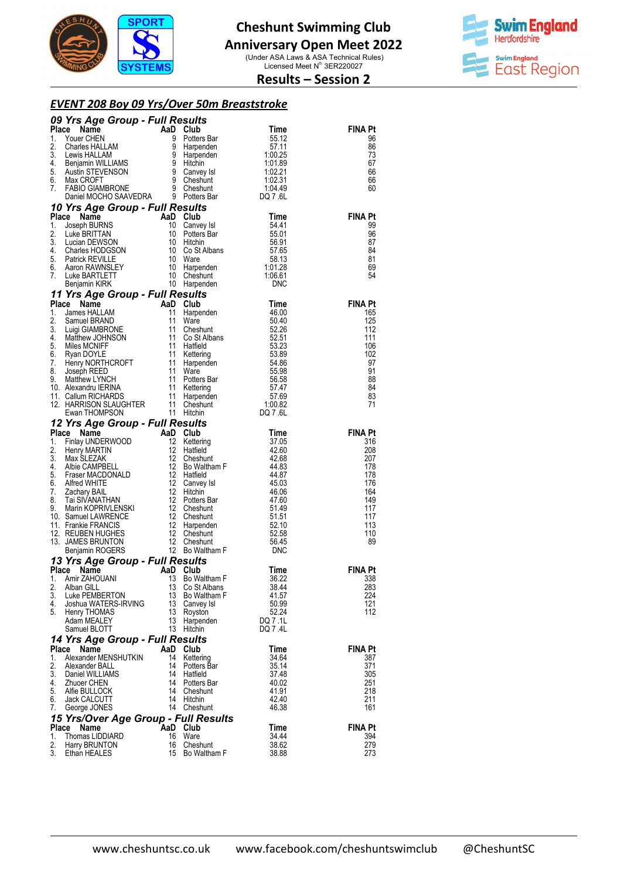# Cheshunt Swimming Club
## Anniversary Open Meet 2022
(Under ASA Laws & ASA Technical Rules)
Licensed Meet N° 3ER220027

## Results – Session 2

### EVENT 208 Boy 09 Yrs/Over 50m Breaststroke

#### 09 Yrs Age Group - Full Results

| Place | Name | AaD | Club | Time | FINA Pt |
|---|---|---|---|---|---|
| 1. | Youer CHEN | 9 | Potters Bar | 55.12 | 96 |
| 2. | Charles HALLAM | 9 | Harpenden | 57.11 | 86 |
| 3. | Lewis HALLAM | 9 | Harpenden | 1:00.25 | 73 |
| 4. | Benjamin WILLIAMS | 9 | Hitchin | 1:01.89 | 67 |
| 5. | Austin STEVENSON | 9 | Canvey Isl | 1:02.21 | 66 |
| 6. | Max CROFT | 9 | Cheshunt | 1:02.31 | 66 |
| 7. | FABIO GIAMBRONE | 9 | Cheshunt | 1:04.49 | 60 |
| | Daniel MOCHO SAAVEDRA | 9 | Potters Bar | DQ 7 .6L | |

#### 10 Yrs Age Group - Full Results

| Place | Name | AaD | Club | Time | FINA Pt |
|---|---|---|---|---|---|
| 1. | Joseph BURNS | 10 | Canvey Isl | 54.41 | 99 |
| 2. | Luke BRITTAN | 10 | Potters Bar | 55.01 | 96 |
| 3. | Lucian DEWSON | 10 | Hitchin | 56.91 | 87 |
| 4. | Charles HODGSON | 10 | Co St Albans | 57.65 | 84 |
| 5. | Patrick REVILLE | 10 | Ware | 58.13 | 81 |
| 6. | Aaron RAWNSLEY | 10 | Harpenden | 1:01.28 | 69 |
| 7. | Luke BARTLETT | 10 | Cheshunt | 1:06.61 | 54 |
| | Benjamin KIRK | 10 | Harpenden | DNC | |

#### 11 Yrs Age Group - Full Results

| Place | Name | AaD | Club | Time | FINA Pt |
|---|---|---|---|---|---|
| 1. | James HALLAM | 11 | Harpenden | 46.00 | 165 |
| 2. | Samuel BRAND | 11 | Ware | 50.40 | 125 |
| 3. | Luigi GIAMBRONE | 11 | Cheshunt | 52.26 | 112 |
| 4. | Matthew JOHNSON | 11 | Co St Albans | 52.51 | 111 |
| 5. | Miles MCNIFF | 11 | Hatfield | 53.23 | 106 |
| 6. | Ryan DOYLE | 11 | Kettering | 53.89 | 102 |
| 7. | Henry NORTHCROFT | 11 | Harpenden | 54.86 | 97 |
| 8. | Joseph REED | 11 | Ware | 55.98 | 91 |
| 9. | Matthew LYNCH | 11 | Potters Bar | 56.58 | 88 |
| 10. | Alexandru IERINA | 11 | Kettering | 57.47 | 84 |
| 11. | Callum RICHARDS | 11 | Harpenden | 57.69 | 83 |
| 12. | HARRISON SLAUGHTER | 11 | Cheshunt | 1:00.82 | 71 |
| | Ewan THOMPSON | 11 | Hitchin | DQ 7 .6L | |

#### 12 Yrs Age Group - Full Results

| Place | Name | AaD | Club | Time | FINA Pt |
|---|---|---|---|---|---|
| 1. | Finlay UNDERWOOD | 12 | Kettering | 37.05 | 316 |
| 2. | Henry MARTIN | 12 | Hatfield | 42.60 | 208 |
| 3. | Max SLEZAK | 12 | Cheshunt | 42.68 | 207 |
| 4. | Albie CAMPBELL | 12 | Bo Waltham F | 44.83 | 178 |
| 5. | Fraser MACDONALD | 12 | Hatfield | 44.87 | 178 |
| 6. | Alfred WHITE | 12 | Canvey Isl | 45.03 | 176 |
| 7. | Zachary BAIL | 12 | Hitchin | 46.06 | 164 |
| 8. | Tai SIVANATHAN | 12 | Potters Bar | 47.60 | 149 |
| 9. | Marin KOPRIVLENSKI | 12 | Cheshunt | 51.49 | 117 |
| 10. | Samuel LAWRENCE | 12 | Cheshunt | 51.51 | 117 |
| 11. | Frankie FRANCIS | 12 | Harpenden | 52.10 | 113 |
| 12. | REUBEN HUGHES | 12 | Cheshunt | 52.58 | 110 |
| 13. | JAMES BRUNTON | 12 | Cheshunt | 56.45 | 89 |
| | Benjamin ROGERS | 12 | Bo Waltham F | DNC | |

#### 13 Yrs Age Group - Full Results

| Place | Name | AaD | Club | Time | FINA Pt |
|---|---|---|---|---|---|
| 1. | Amir ZAHOUANI | 13 | Bo Waltham F | 36.22 | 338 |
| 2. | Alban GILL | 13 | Co St Albans | 38.44 | 283 |
| 3. | Luke PEMBERTON | 13 | Bo Waltham F | 41.57 | 224 |
| 4. | Joshua WATERS-IRVING | 13 | Canvey Isl | 50.99 | 121 |
| 5. | Henry THOMAS | 13 | Royston | 52.24 | 112 |
| | Adam MEALEY | 13 | Harpenden | DQ 7 .1L | |
| | Samuel BLOTT | 13 | Hitchin | DQ 7 .4L | |

#### 14 Yrs Age Group - Full Results

| Place | Name | AaD | Club | Time | FINA Pt |
|---|---|---|---|---|---|
| 1. | Alexander MENSHUTKIN | 14 | Kettering | 34.64 | 387 |
| 2. | Alexander BALL | 14 | Potters Bar | 35.14 | 371 |
| 3. | Daniel WILLIAMS | 14 | Hatfield | 37.48 | 305 |
| 4. | Zhuoer CHEN | 14 | Potters Bar | 40.02 | 251 |
| 5. | Alfie BULLOCK | 14 | Cheshunt | 41.91 | 218 |
| 6. | Jack CALCUTT | 14 | Hitchin | 42.40 | 211 |
| 7. | George JONES | 14 | Cheshunt | 46.38 | 161 |

#### 15 Yrs/Over Age Group - Full Results

| Place | Name | AaD | Club | Time | FINA Pt |
|---|---|---|---|---|---|
| 1. | Thomas LIDDIARD | 16 | Ware | 34.44 | 394 |
| 2. | Harry BRUNTON | 16 | Cheshunt | 38.62 | 279 |
| 3. | Ethan HEALES | 15 | Bo Waltham F | 38.88 | 273 |

www.cheshuntsc.co.uk www.facebook.com/cheshuntswimclub @CheshuntSC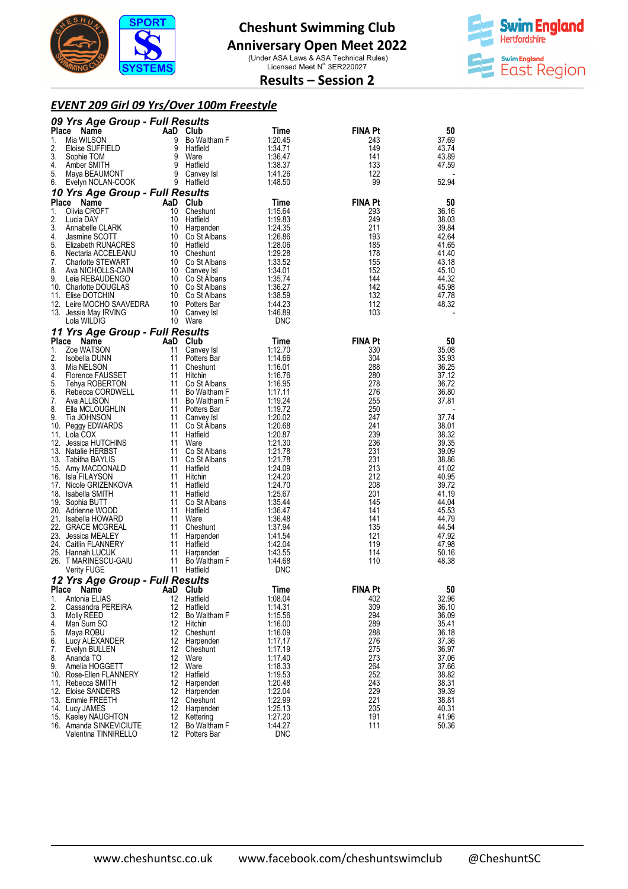# Cheshunt Swimming Club
## Anniversary Open Meet 2022

(Under ASA Laws & ASA Technical Rules)
Licensed Meet N° 3ER220027

## Results – Session 2

### *EVENT 209 Girl 09 Yrs/Over 100m Freestyle*

### *09 Yrs Age Group - Full Results*

| Place | Name | AaD | Club | Time | FINA Pt | 50 |
|---|---|---|---|---|---|---|
| 1. | Mia WILSON | 9 | Bo Waltham F | 1:20.45 | 243 | 37.69 |
| 2. | Eloise SUFFIELD | 9 | Hatfield | 1:34.71 | 149 | 43.74 |
| 3. | Sophie TOM | 9 | Ware | 1:36.47 | 141 | 43.89 |
| 4. | Amber SMITH | 9 | Hatfield | 1:38.37 | 133 | 47.59 |
| 5. | Maya BEAUMONT | 9 | Canvey Isl | 1:41.26 | 122 | - |
| 6. | Evelyn NOLAN-COOK | 9 | Hatfield | 1:48.50 | 99 | 52.94 |

### *10 Yrs Age Group - Full Results*

| Place | Name | AaD | Club | Time | FINA Pt | 50 |
|---|---|---|---|---|---|---|
| 1. | Olivia CROFT | 10 | Cheshunt | 1:15.64 | 293 | 36.16 |
| 2. | Lucia DAY | 10 | Hatfield | 1:19.83 | 249 | 38.03 |
| 3. | Annabelle CLARK | 10 | Harpenden | 1:24.35 | 211 | 39.84 |
| 4. | Jasmine SCOTT | 10 | Co St Albans | 1:26.86 | 193 | 42.64 |
| 5. | Elizabeth RUNACRES | 10 | Hatfield | 1:28.06 | 185 | 41.65 |
| 6. | Nectaria ACCELEANU | 10 | Cheshunt | 1:29.28 | 178 | 41.40 |
| 7. | Charlotte STEWART | 10 | Co St Albans | 1:33.52 | 155 | 43.18 |
| 8. | Ava NICHOLLS-CAIN | 10 | Canvey Isl | 1:34.01 | 152 | 45.10 |
| 9. | Leia REBAUDENGO | 10 | Co St Albans | 1:35.74 | 144 | 44.32 |
| 10. | Charlotte DOUGLAS | 10 | Co St Albans | 1:36.27 | 142 | 45.98 |
| 11. | Elise DOTCHIN | 10 | Co St Albans | 1:38.59 | 132 | 47.78 |
| 12. | Leire MOCHO SAAVEDRA | 10 | Potters Bar | 1:44.23 | 112 | 48.32 |
| 13. | Jessie May IRVING | 10 | Canvey Isl | 1:46.89 | 103 | - |
| | Lola WILDIG | 10 | Ware | DNC | | |

### *11 Yrs Age Group - Full Results*

| Place | Name | AaD | Club | Time | FINA Pt | 50 |
|---|---|---|---|---|---|---|
| 1. | Zoe WATSON | 11 | Canvey Isl | 1:12.70 | 330 | 35.08 |
| 2. | Isobella DUNN | 11 | Potters Bar | 1:14.66 | 304 | 35.93 |
| 3. | Mia NELSON | 11 | Cheshunt | 1:16.01 | 288 | 36.25 |
| 4. | Florence FAUSSET | 11 | Hitchin | 1:16.76 | 280 | 37.12 |
| 5. | Tehya ROBERTON | 11 | Co St Albans | 1:16.95 | 278 | 36.72 |
| 6. | Rebecca CORDWELL | 11 | Bo Waltham F | 1:17.11 | 276 | 36.80 |
| 7. | Ava ALLISON | 11 | Bo Waltham F | 1:19.24 | 255 | 37.81 |
| 8. | Ella MCLOUGHLIN | 11 | Potters Bar | 1:19.72 | 250 | - |
| 9. | Tia JOHNSON | 11 | Canvey Isl | 1:20.02 | 247 | 37.74 |
| 10. | Peggy EDWARDS | 11 | Co St Albans | 1:20.68 | 241 | 38.01 |
| 11. | Lola COX | 11 | Hatfield | 1:20.87 | 239 | 38.32 |
| 12. | Jessica HUTCHINS | 11 | Ware | 1:21.30 | 236 | 39.35 |
| 13. | Natalie HERBST | 11 | Co St Albans | 1:21.78 | 231 | 39.09 |
| 13. | Tabitha BAYLIS | 11 | Co St Albans | 1:21.78 | 231 | 38.86 |
| 15. | Amy MACDONALD | 11 | Hatfield | 1:24.09 | 213 | 41.02 |
| 16. | Isla FILAYSON | 11 | Hitchin | 1:24.20 | 212 | 40.95 |
| 17. | Nicole GRIZENKOVA | 11 | Hatfield | 1:24.70 | 208 | 39.72 |
| 18. | Isabella SMITH | 11 | Hatfield | 1:25.67 | 201 | 41.19 |
| 19. | Sophia BUTT | 11 | Co St Albans | 1:35.44 | 145 | 44.04 |
| 20. | Adrienne WOOD | 11 | Hatfield | 1:36.47 | 141 | 45.53 |
| 21. | Isabella HOWARD | 11 | Ware | 1:36.48 | 141 | 44.79 |
| 22. | GRACE MCGREAL | 11 | Cheshunt | 1:37.94 | 135 | 44.54 |
| 23. | Jessica MEALEY | 11 | Harpenden | 1:41.54 | 121 | 47.92 |
| 24. | Caitlin FLANNERY | 11 | Hatfield | 1:42.04 | 119 | 47.98 |
| 25. | Hannah LUCUK | 11 | Harpenden | 1:43.55 | 114 | 50.16 |
| 26. | T MARINESCU-GAIU | 11 | Bo Waltham F | 1:44.68 | 110 | 48.38 |
| | Verity FUGE | 11 | Hatfield | DNC | | |

### *12 Yrs Age Group - Full Results*

| Place | Name | AaD | Club | Time | FINA Pt | 50 |
|---|---|---|---|---|---|---|
| 1. | Antonia ELIAS | 12 | Hatfield | 1:08.04 | 402 | 32.96 |
| 2. | Cassandra PEREIRA | 12 | Hatfield | 1:14.31 | 309 | 36.10 |
| 3. | Molly REED | 12 | Bo Waltham F | 1:15.56 | 294 | 36.09 |
| 4. | Man Sum SO | 12 | Hitchin | 1:16.00 | 289 | 35.41 |
| 5. | Maya ROBU | 12 | Cheshunt | 1:16.09 | 288 | 36.18 |
| 6. | Lucy ALEXANDER | 12 | Harpenden | 1:17.17 | 276 | 37.36 |
| 7. | Evelyn BULLEN | 12 | Cheshunt | 1:17.19 | 275 | 36.97 |
| 8. | Ananda TO | 12 | Ware | 1:17.40 | 273 | 37.06 |
| 9. | Amelia HOGGETT | 12 | Ware | 1:18.33 | 264 | 37.66 |
| 10. | Rose-Ellen FLANNERY | 12 | Hatfield | 1:19.53 | 252 | 38.82 |
| 11. | Rebecca SMITH | 12 | Harpenden | 1:20.48 | 243 | 38.31 |
| 12. | Eloise SANDERS | 12 | Harpenden | 1:22.04 | 229 | 39.39 |
| 13. | Emmie FREETH | 12 | Cheshunt | 1:22.99 | 221 | 38.81 |
| 14. | Lucy JAMES | 12 | Harpenden | 1:25.13 | 205 | 40.31 |
| 15. | Kaeley NAUGHTON | 12 | Kettering | 1:27.20 | 191 | 41.96 |
| 16. | Amanda SINKEVICIUTE | 12 | Bo Waltham F | 1:44.27 | 111 | 50.36 |
| | Valentina TINNIRELLO | 12 | Potters Bar | DNC | | |

www.cheshuntsc.co.uk www.facebook.com/cheshuntswimclub @CheshuntSC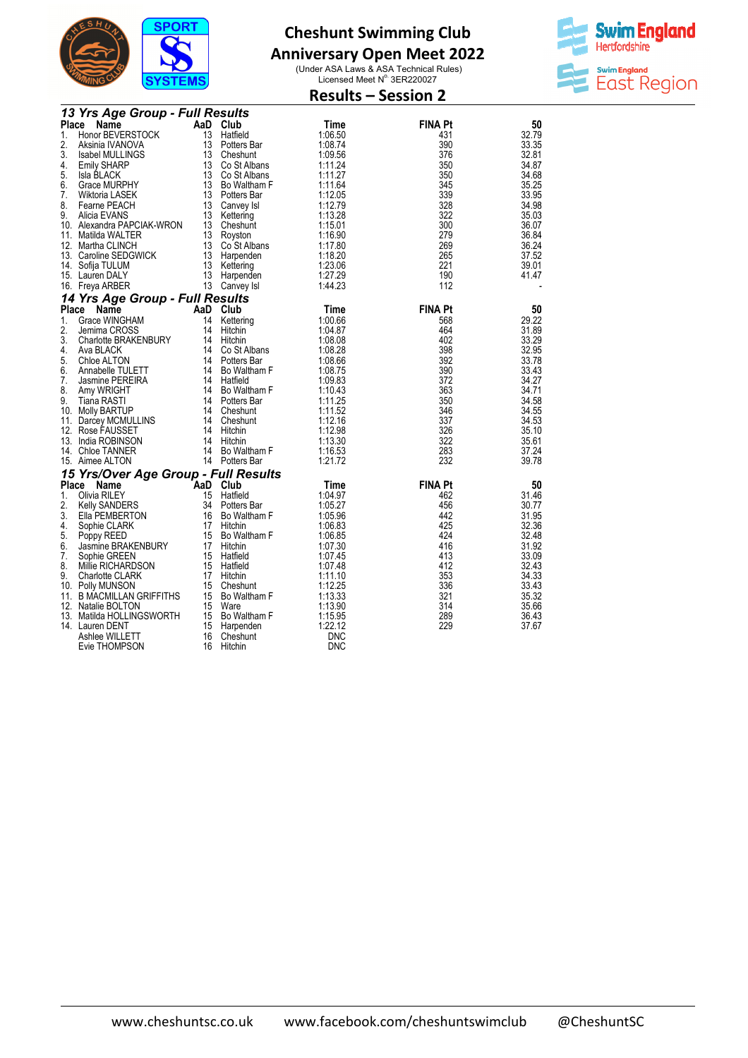# Cheshunt Swimming Club
## Anniversary Open Meet 2022

(Under ASA Laws & ASA Technical Rules)
Licensed Meet N° 3ER220027

## Results – Session 2

### 13 Yrs Age Group - Full Results

| Place | Name | AaD | Club | Time | FINA Pt | 50 |
|---|---|---|---|---|---|---|
| 1. | Honor BEVERSTOCK | 13 | Hatfield | 1:06.50 | 431 | 32.79 |
| 2. | Aksinia IVANOVA | 13 | Potters Bar | 1:08.74 | 390 | 33.35 |
| 3. | Isabel MULLINGS | 13 | Cheshunt | 1:09.56 | 376 | 32.81 |
| 4. | Emily SHARP | 13 | Co St Albans | 1:11.24 | 350 | 34.87 |
| 5. | Isla BLACK | 13 | Co St Albans | 1:11.27 | 350 | 34.68 |
| 6. | Grace MURPHY | 13 | Bo Waltham F | 1:11.64 | 345 | 35.25 |
| 7. | Wiktoria LASEK | 13 | Potters Bar | 1:12.05 | 339 | 33.95 |
| 8. | Fearne PEACH | 13 | Canvey Isl | 1:12.79 | 328 | 34.98 |
| 9. | Alicia EVANS | 13 | Kettering | 1:13.28 | 322 | 35.03 |
| 10. | Alexandra PAPCIAK-WRON | 13 | Cheshunt | 1:15.01 | 300 | 36.07 |
| 11. | Matilda WALTER | 13 | Royston | 1:16.90 | 279 | 36.84 |
| 12. | Martha CLINCH | 13 | Co St Albans | 1:17.80 | 269 | 36.24 |
| 13. | Caroline SEDGWICK | 13 | Harpenden | 1:18.20 | 265 | 37.52 |
| 14. | Sofija TULUM | 13 | Kettering | 1:23.06 | 221 | 39.01 |
| 15. | Lauren DALY | 13 | Harpenden | 1:27.29 | 190 | 41.47 |
| 16. | Freya ARBER | 13 | Canvey Isl | 1:44.23 | 112 | - |

### 14 Yrs Age Group - Full Results

| Place | Name | AaD | Club | Time | FINA Pt | 50 |
|---|---|---|---|---|---|---|
| 1. | Grace WINGHAM | 14 | Kettering | 1:00.66 | 568 | 29.22 |
| 2. | Jemima CROSS | 14 | Hitchin | 1:04.87 | 464 | 31.89 |
| 3. | Charlotte BRAKENBURY | 14 | Hitchin | 1:08.08 | 402 | 33.29 |
| 4. | Ava BLACK | 14 | Co St Albans | 1:08.28 | 398 | 32.95 |
| 5. | Chloe ALTON | 14 | Potters Bar | 1:08.66 | 392 | 33.78 |
| 6. | Annabelle TULETT | 14 | Bo Waltham F | 1:08.75 | 390 | 33.43 |
| 7. | Jasmine PEREIRA | 14 | Hatfield | 1:09.83 | 372 | 34.27 |
| 8. | Amy WRIGHT | 14 | Bo Waltham F | 1:10.43 | 363 | 34.71 |
| 9. | Tiana RASTI | 14 | Potters Bar | 1:11.25 | 350 | 34.58 |
| 10. | Molly BARTUP | 14 | Cheshunt | 1:11.52 | 346 | 34.55 |
| 11. | Darcey MCMULLINS | 14 | Cheshunt | 1:12.16 | 337 | 34.53 |
| 12. | Rose FAUSSET | 14 | Hitchin | 1:12.98 | 326 | 35.10 |
| 13. | India ROBINSON | 14 | Hitchin | 1:13.30 | 322 | 35.61 |
| 14. | Chloe TANNER | 14 | Bo Waltham F | 1:16.53 | 283 | 37.24 |
| 15. | Aimee ALTON | 14 | Potters Bar | 1:21.72 | 232 | 39.78 |

### 15 Yrs/Over Age Group - Full Results

| Place | Name | AaD | Club | Time | FINA Pt | 50 |
|---|---|---|---|---|---|---|
| 1. | Olivia RILEY | 15 | Hatfield | 1:04.97 | 462 | 31.46 |
| 2. | Kelly SANDERS | 34 | Potters Bar | 1:05.27 | 456 | 30.77 |
| 3. | Ella PEMBERTON | 16 | Bo Waltham F | 1:05.96 | 442 | 31.95 |
| 4. | Sophie CLARK | 17 | Hitchin | 1:06.83 | 425 | 32.36 |
| 5. | Poppy REED | 15 | Bo Waltham F | 1:06.85 | 424 | 32.48 |
| 6. | Jasmine BRAKENBURY | 17 | Hitchin | 1:07.30 | 416 | 31.92 |
| 7. | Sophie GREEN | 15 | Hatfield | 1:07.45 | 413 | 33.09 |
| 8. | Millie RICHARDSON | 15 | Hatfield | 1:07.48 | 412 | 32.43 |
| 9. | Charlotte CLARK | 17 | Hitchin | 1:11.10 | 353 | 34.33 |
| 10. | Polly MUNSON | 15 | Cheshunt | 1:12.25 | 336 | 33.43 |
| 11. | B MACMILLAN GRIFFITHS | 15 | Bo Waltham F | 1:13.33 | 321 | 35.32 |
| 12. | Natalie BOLTON | 15 | Ware | 1:13.90 | 314 | 35.66 |
| 13. | Matilda HOLLINGSWORTH | 15 | Bo Waltham F | 1:15.95 | 289 | 36.43 |
| 14. | Lauren DENT | 15 | Harpenden | 1:22.12 | 229 | 37.67 |
| | Ashlee WILLETT | 16 | Cheshunt | DNC | | |
| | Evie THOMPSON | 16 | Hitchin | DNC | | |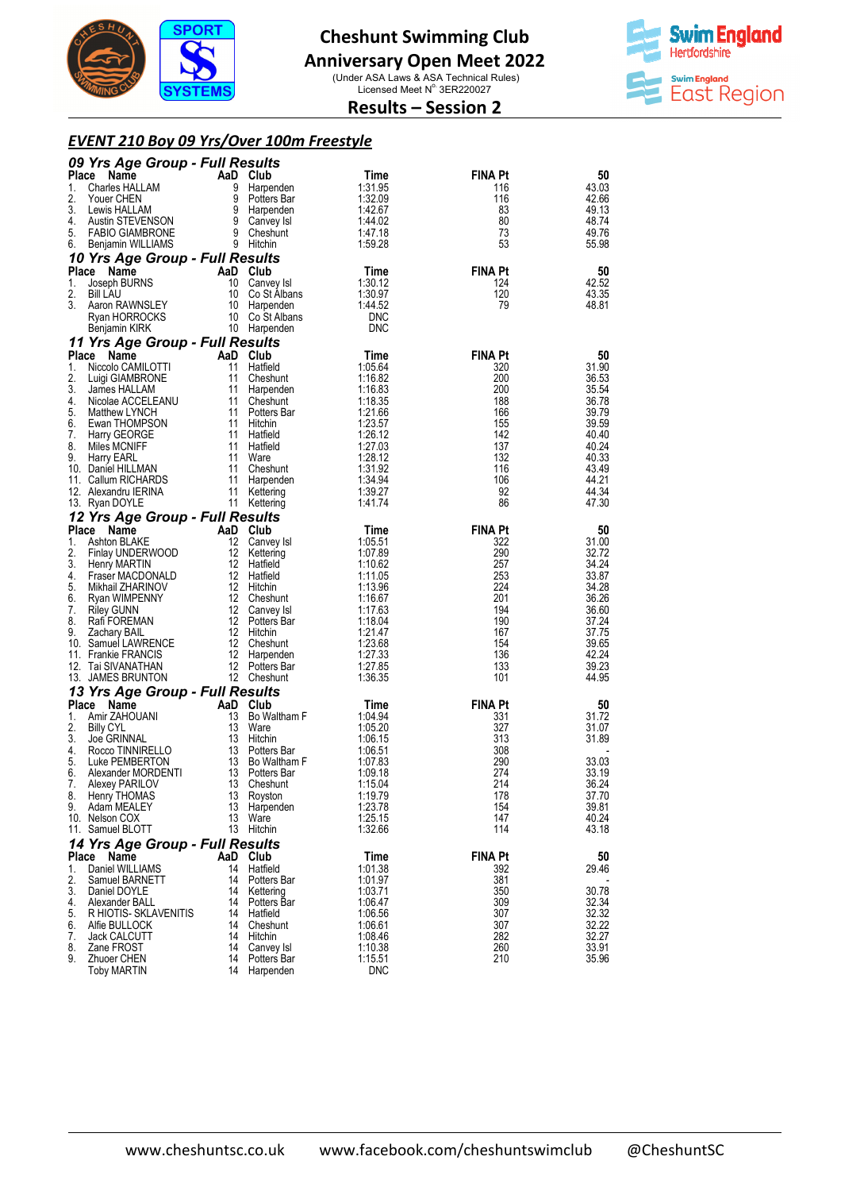# Cheshunt Swimming Club
## Anniversary Open Meet 2022

(Under ASA Laws & ASA Technical Rules)
Licensed Meet N° 3ER220027

## Results – Session 2

### EVENT 210 Boy 09 Yrs/Over 100m Freestyle

#### 09 Yrs Age Group - Full Results

| Place | Name | AaD | Club | Time | FINA Pt | 50 |
|---|---|---|---|---|---|---|
| 1. | Charles HALLAM | 9 | Harpenden | 1:31.95 | 116 | 43.03 |
| 2. | Youer CHEN | 9 | Potters Bar | 1:32.09 | 116 | 42.66 |
| 3. | Lewis HALLAM | 9 | Harpenden | 1:42.67 | 83 | 49.13 |
| 4. | Austin STEVENSON | 9 | Canvey Isl | 1:44.02 | 80 | 48.74 |
| 5. | FABIO GIAMBRONE | 9 | Cheshunt | 1:47.18 | 73 | 49.76 |
| 6. | Benjamin WILLIAMS | 9 | Hitchin | 1:59.28 | 53 | 55.98 |

#### 10 Yrs Age Group - Full Results

| Place | Name | AaD | Club | Time | FINA Pt | 50 |
|---|---|---|---|---|---|---|
| 1. | Joseph BURNS | 10 | Canvey Isl | 1:30.12 | 124 | 42.52 |
| 2. | Bill LAU | 10 | Co St Albans | 1:30.97 | 120 | 43.35 |
| 3. | Aaron RAWNSLEY | 10 | Harpenden | 1:44.52 | 79 | 48.81 |
| | Ryan HORROCKS | 10 | Co St Albans | DNC | | |
| | Benjamin KIRK | 10 | Harpenden | DNC | | |

#### 11 Yrs Age Group - Full Results

| Place | Name | AaD | Club | Time | FINA Pt | 50 |
|---|---|---|---|---|---|---|
| 1. | Niccolo CAMILOTTI | 11 | Hatfield | 1:05.64 | 320 | 31.90 |
| 2. | Luigi GIAMBRONE | 11 | Cheshunt | 1:16.82 | 200 | 36.53 |
| 3. | James HALLAM | 11 | Harpenden | 1:16.83 | 200 | 35.54 |
| 4. | Nicolae ACCELEANU | 11 | Cheshunt | 1:18.35 | 188 | 36.78 |
| 5. | Matthew LYNCH | 11 | Potters Bar | 1:21.66 | 166 | 39.79 |
| 6. | Ewan THOMPSON | 11 | Hitchin | 1:23.57 | 155 | 39.59 |
| 7. | Harry GEORGE | 11 | Hatfield | 1:26.12 | 142 | 40.40 |
| 8. | Miles MCNIFF | 11 | Hatfield | 1:27.03 | 137 | 40.24 |
| 9. | Harry EARL | 11 | Ware | 1:28.12 | 132 | 40.33 |
| 10. | Daniel HILLMAN | 11 | Cheshunt | 1:31.92 | 116 | 43.49 |
| 11. | Callum RICHARDS | 11 | Harpenden | 1:34.94 | 106 | 44.21 |
| 12. | Alexandru IERINA | 11 | Kettering | 1:39.27 | 92 | 44.34 |
| 13. | Ryan DOYLE | 11 | Kettering | 1:41.74 | 86 | 47.30 |

#### 12 Yrs Age Group - Full Results

| Place | Name | AaD | Club | Time | FINA Pt | 50 |
|---|---|---|---|---|---|---|
| 1. | Ashton BLAKE | 12 | Canvey Isl | 1:05.51 | 322 | 31.00 |
| 2. | Finlay UNDERWOOD | 12 | Kettering | 1:07.89 | 290 | 32.72 |
| 3. | Henry MARTIN | 12 | Hatfield | 1:10.62 | 257 | 34.24 |
| 4. | Fraser MACDONALD | 12 | Hatfield | 1:11.05 | 253 | 33.87 |
| 5. | Mikhail ZHARINOV | 12 | Hitchin | 1:13.96 | 224 | 34.28 |
| 6. | Ryan WIMPENNY | 12 | Cheshunt | 1:16.67 | 201 | 36.26 |
| 7. | Riley GUNN | 12 | Canvey Isl | 1:17.63 | 194 | 36.60 |
| 8. | Rafi FOREMAN | 12 | Potters Bar | 1:18.04 | 190 | 37.24 |
| 9. | Zachary BAIL | 12 | Hitchin | 1:21.47 | 167 | 37.75 |
| 10. | Samuel LAWRENCE | 12 | Cheshunt | 1:23.68 | 154 | 39.65 |
| 11. | Frankie FRANCIS | 12 | Harpenden | 1:27.33 | 136 | 42.24 |
| 12. | Tai SIVANATHAN | 12 | Potters Bar | 1:27.85 | 133 | 39.23 |
| 13. | JAMES BRUNTON | 12 | Cheshunt | 1:36.35 | 101 | 44.95 |

#### 13 Yrs Age Group - Full Results

| Place | Name | AaD | Club | Time | FINA Pt | 50 |
|---|---|---|---|---|---|---|
| 1. | Amir ZAHOUANI | 13 | Bo Waltham F | 1:04.94 | 331 | 31.72 |
| 2. | Billy CYL | 13 | Ware | 1:05.20 | 327 | 31.07 |
| 3. | Joe GRINNAL | 13 | Hitchin | 1:06.15 | 313 | 31.89 |
| 4. | Rocco TINNIRELLO | 13 | Potters Bar | 1:06.51 | 308 | - |
| 5. | Luke PEMBERTON | 13 | Bo Waltham F | 1:07.83 | 290 | 33.03 |
| 6. | Alexander MORDENTI | 13 | Potters Bar | 1:09.18 | 274 | 33.19 |
| 7. | Alexey PARILOV | 13 | Cheshunt | 1:15.04 | 214 | 36.24 |
| 8. | Henry THOMAS | 13 | Royston | 1:19.79 | 178 | 37.70 |
| 9. | Adam MEALEY | 13 | Harpenden | 1:23.78 | 154 | 39.81 |
| 10. | Nelson COX | 13 | Ware | 1:25.15 | 147 | 40.24 |
| 11. | Samuel BLOTT | 13 | Hitchin | 1:32.66 | 114 | 43.18 |

#### 14 Yrs Age Group - Full Results

| Place | Name | AaD | Club | Time | FINA Pt | 50 |
|---|---|---|---|---|---|---|
| 1. | Daniel WILLIAMS | 14 | Hatfield | 1:01.38 | 392 | 29.46 |
| 2. | Samuel BARNETT | 14 | Potters Bar | 1:01.97 | 381 | - |
| 3. | Daniel DOYLE | 14 | Kettering | 1:03.71 | 350 | 30.78 |
| 4. | Alexander BALL | 14 | Potters Bar | 1:06.47 | 309 | 32.34 |
| 5. | R HIOTIS- SKLAVENITIS | 14 | Hatfield | 1:06.56 | 307 | 32.32 |
| 6. | Alfie BULLOCK | 14 | Cheshunt | 1:06.61 | 307 | 32.22 |
| 7. | Jack CALCUTT | 14 | Hitchin | 1:08.46 | 282 | 32.27 |
| 8. | Zane FROST | 14 | Canvey Isl | 1:10.38 | 260 | 33.91 |
| 9. | Zhuoer CHEN | 14 | Potters Bar | 1:15.51 | 210 | 35.96 |
| | Toby MARTIN | 14 | Harpenden | DNC | | |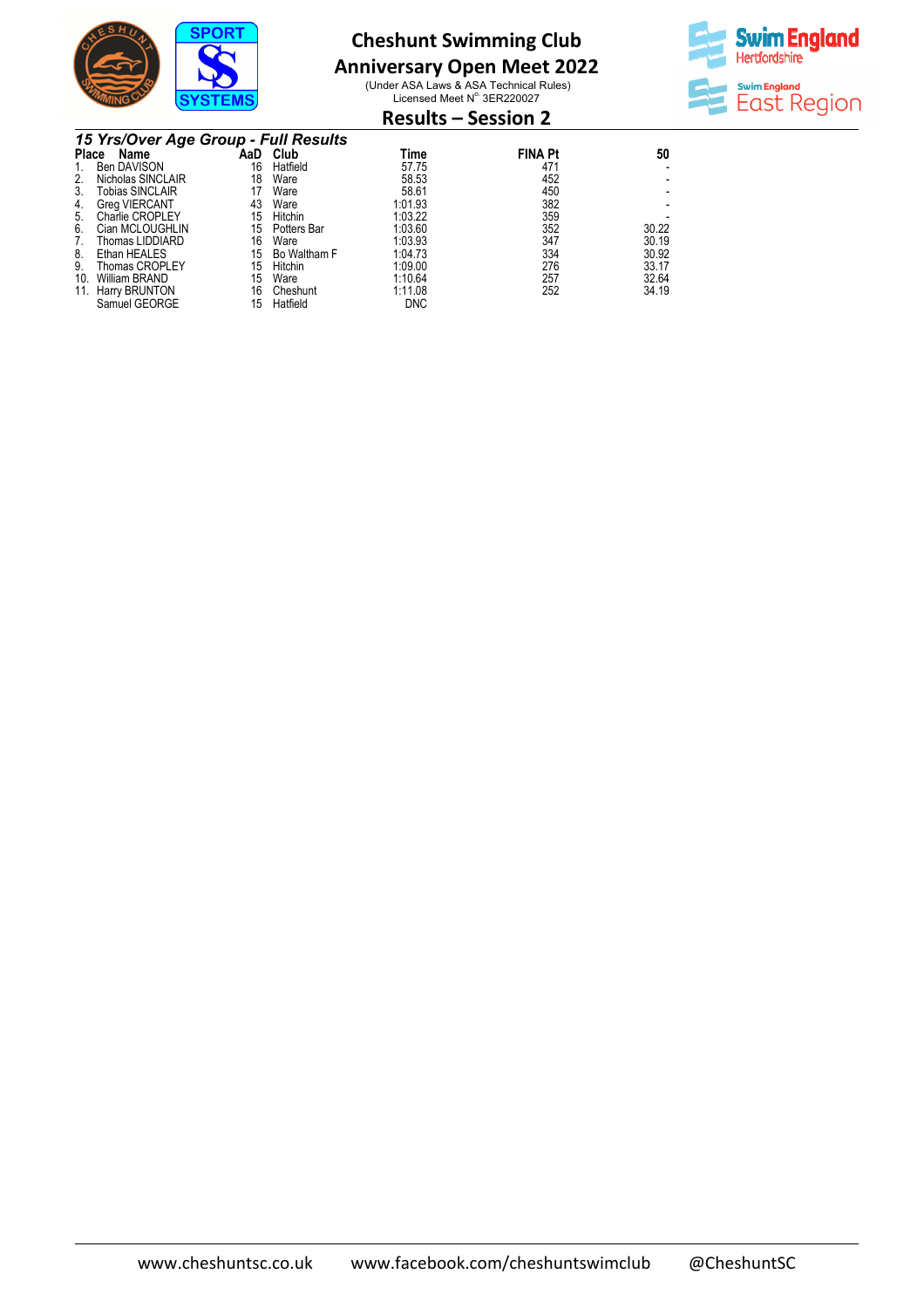# Cheshunt Swimming Club
## Anniversary Open Meet 2022

(Under ASA Laws & ASA Technical Rules)
Licensed Meet N° 3ER220027

## Results – Session 2

### *15 Yrs/Over Age Group - Full Results*

| Place | Name | AaD | Club | Time | FINA Pt | 50 |
|---|---|---|---|---|---|---|
| 1. | Ben DAVISON | 16 | Hatfield | 57.75 | 471 | - |
| 2. | Nicholas SINCLAIR | 18 | Ware | 58.53 | 452 | - |
| 3. | Tobias SINCLAIR | 17 | Ware | 58.61 | 450 | - |
| 4. | Greg VIERCANT | 43 | Ware | 1:01.93 | 382 | - |
| 5. | Charlie CROPLEY | 15 | Hitchin | 1:03.22 | 359 | - |
| 6. | Cian MCLOUGHLIN | 15 | Potters Bar | 1:03.60 | 352 | 30.22 |
| 7. | Thomas LIDDIARD | 16 | Ware | 1:03.93 | 347 | 30.19 |
| 8. | Ethan HEALES | 15 | Bo Waltham F | 1:04.73 | 334 | 30.92 |
| 9. | Thomas CROPLEY | 15 | Hitchin | 1:09.00 | 276 | 33.17 |
| 10. | William BRAND | 15 | Ware | 1:10.64 | 257 | 32.64 |
| 11. | Harry BRUNTON | 16 | Cheshunt | 1:11.08 | 252 | 34.19 |
| | Samuel GEORGE | 15 | Hatfield | DNC | | |

www.cheshuntsc.co.uk www.facebook.com/cheshuntswimclub @CheshuntSC